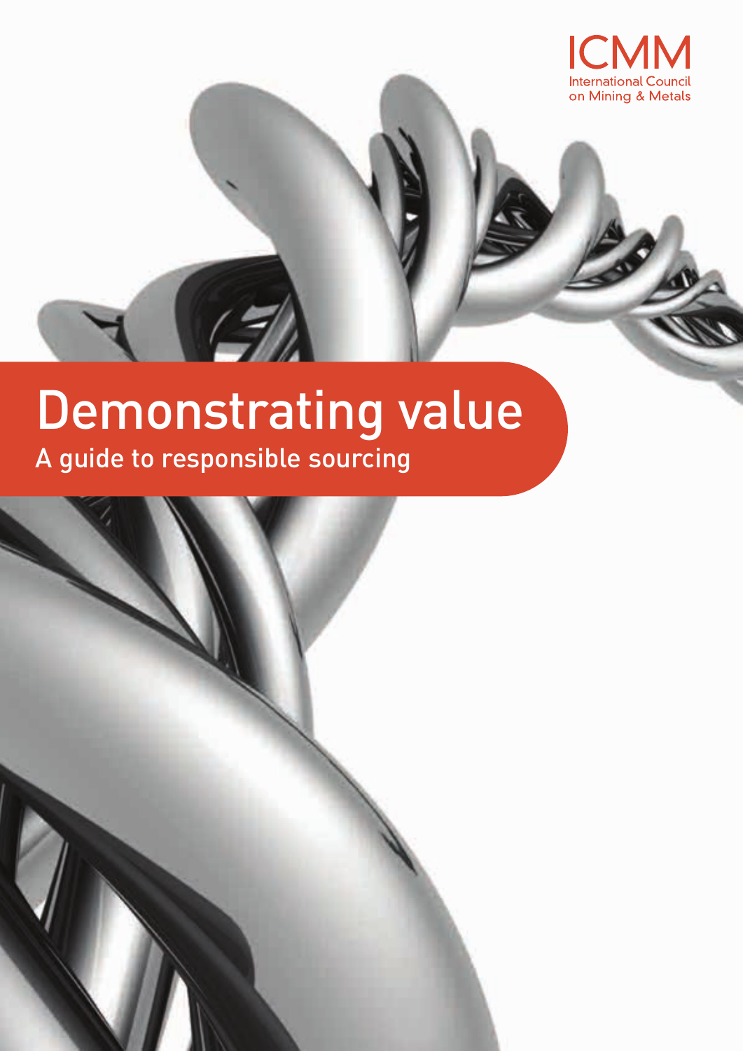ICMM
International Council
on Mining & Metals

# Demonstrating value

## A guide to responsible sourcing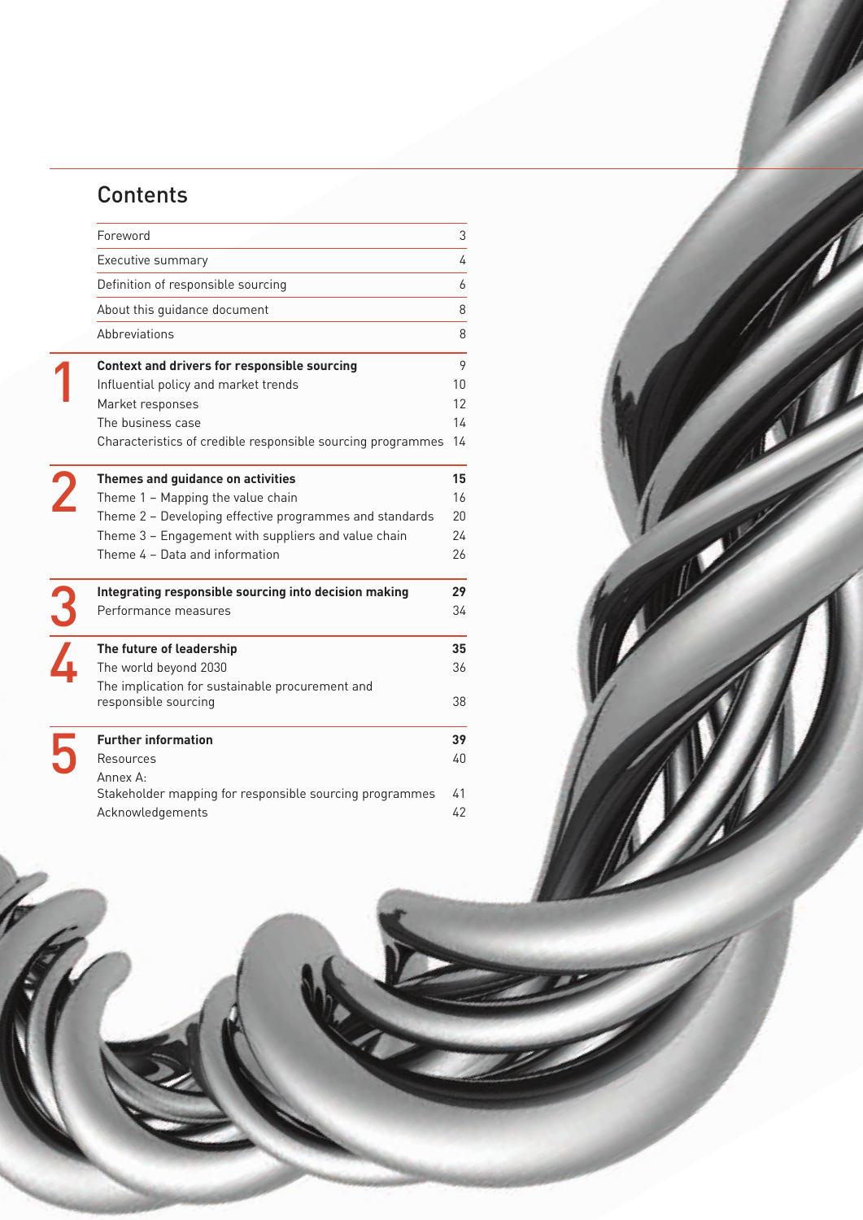# Contents

| | | |
|---|---|---|
| | Foreword | 3 |
| | Executive summary | 4 |
| | Definition of responsible sourcing | 6 |
| | About this guidance document | 8 |
| | Abbreviations | 8 |
| 1 | **Context and drivers for responsible sourcing** | 9 |
| | Influential policy and market trends | 10 |
| | Market responses | 12 |
| | The business case | 14 |
| | Characteristics of credible responsible sourcing programmes | 14 |
| 2 | **Themes and guidance on activities** | **15** |
| | Theme 1 – Mapping the value chain | 16 |
| | Theme 2 – Developing effective programmes and standards | 20 |
| | Theme 3 – Engagement with suppliers and value chain | 24 |
| | Theme 4 – Data and information | 26 |
| 3 | **Integrating responsible sourcing into decision making** | **29** |
| | Performance measures | 34 |
| 4 | **The future of leadership** | **35** |
| | The world beyond 2030 | 36 |
| | The implication for sustainable procurement and responsible sourcing | 38 |
| 5 | **Further information** | **39** |
| | Resources | 40 |
| | Annex A: Stakeholder mapping for responsible sourcing programmes | 41 |
| | Acknowledgements | 42 |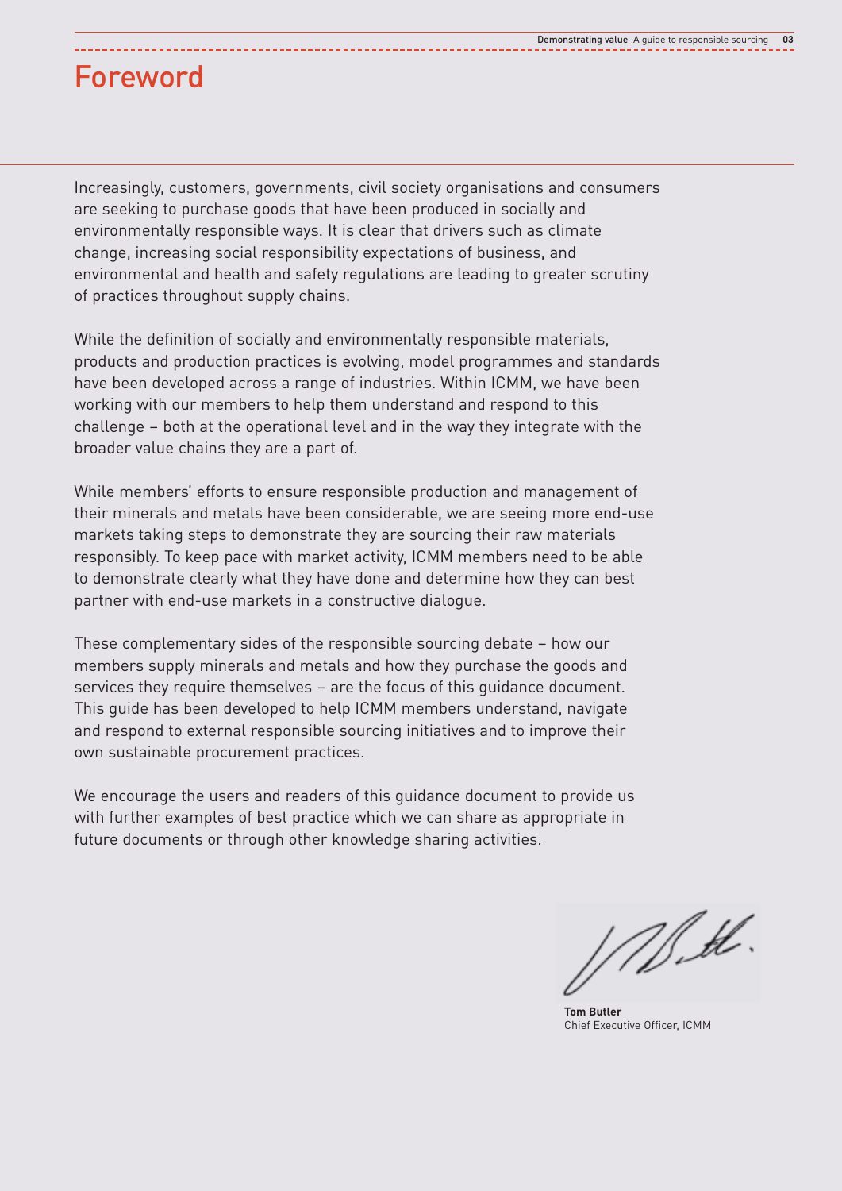# Foreword

Increasingly, customers, governments, civil society organisations and consumers are seeking to purchase goods that have been produced in socially and environmentally responsible ways. It is clear that drivers such as climate change, increasing social responsibility expectations of business, and environmental and health and safety regulations are leading to greater scrutiny of practices throughout supply chains.

While the definition of socially and environmentally responsible materials, products and production practices is evolving, model programmes and standards have been developed across a range of industries. Within ICMM, we have been working with our members to help them understand and respond to this challenge – both at the operational level and in the way they integrate with the broader value chains they are a part of.

While members' efforts to ensure responsible production and management of their minerals and metals have been considerable, we are seeing more end-use markets taking steps to demonstrate they are sourcing their raw materials responsibly. To keep pace with market activity, ICMM members need to be able to demonstrate clearly what they have done and determine how they can best partner with end-use markets in a constructive dialogue.

These complementary sides of the responsible sourcing debate – how our members supply minerals and metals and how they purchase the goods and services they require themselves – are the focus of this guidance document. This guide has been developed to help ICMM members understand, navigate and respond to external responsible sourcing initiatives and to improve their own sustainable procurement practices.

We encourage the users and readers of this guidance document to provide us with further examples of best practice which we can share as appropriate in future documents or through other knowledge sharing activities.

**Tom Butler**
Chief Executive Officer, ICMM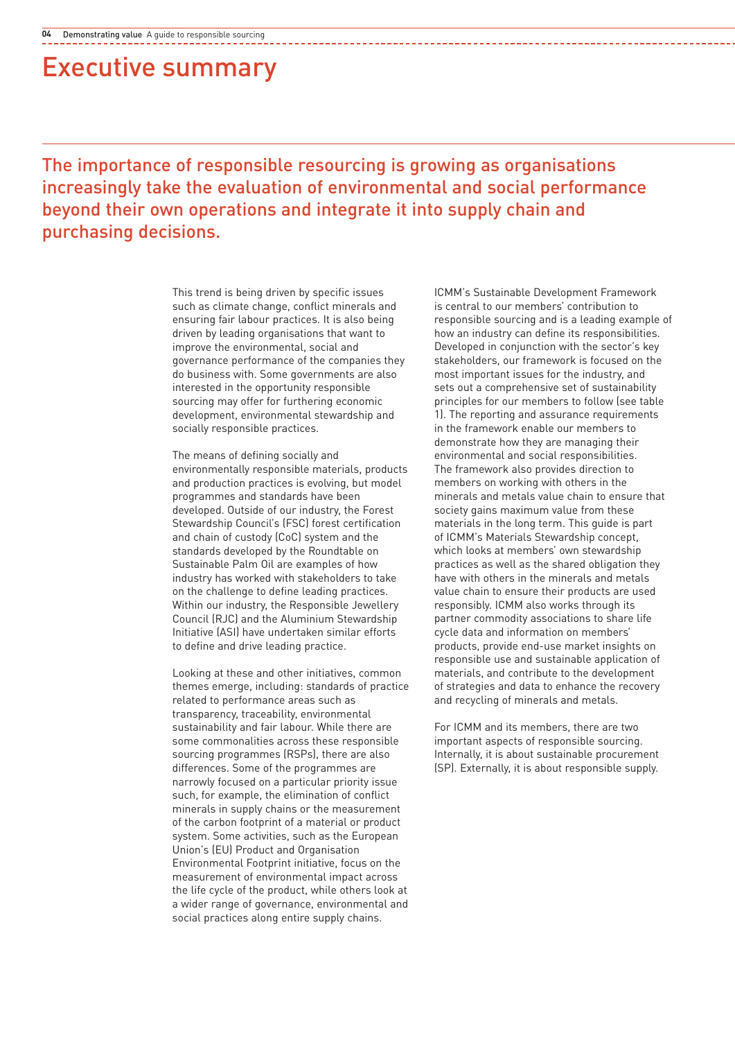# Executive summary

## The importance of responsible resourcing is growing as organisations increasingly take the evaluation of environmental and social performance beyond their own operations and integrate it into supply chain and purchasing decisions.

This trend is being driven by specific issues such as climate change, conflict minerals and ensuring fair labour practices. It is also being driven by leading organisations that want to improve the environmental, social and governance performance of the companies they do business with. Some governments are also interested in the opportunity responsible sourcing may offer for furthering economic development, environmental stewardship and socially responsible practices.

The means of defining socially and environmentally responsible materials, products and production practices is evolving, but model programmes and standards have been developed. Outside of our industry, the Forest Stewardship Council's (FSC) forest certification and chain of custody (CoC) system and the standards developed by the Roundtable on Sustainable Palm Oil are examples of how industry has worked with stakeholders to take on the challenge to define leading practices. Within our industry, the Responsible Jewellery Council (RJC) and the Aluminium Stewardship Initiative (ASI) have undertaken similar efforts to define and drive leading practice.

Looking at these and other initiatives, common themes emerge, including: standards of practice related to performance areas such as transparency, traceability, environmental sustainability and fair labour. While there are some commonalities across these responsible sourcing programmes (RSPs), there are also differences. Some of the programmes are narrowly focused on a particular priority issue such, for example, the elimination of conflict minerals in supply chains or the measurement of the carbon footprint of a material or product system. Some activities, such as the European Union's (EU) Product and Organisation Environmental Footprint initiative, focus on the measurement of environmental impact across the life cycle of the product, while others look at a wider range of governance, environmental and social practices along entire supply chains.

ICMM's Sustainable Development Framework is central to our members' contribution to responsible sourcing and is a leading example of how an industry can define its responsibilities. Developed in conjunction with the sector's key stakeholders, our framework is focused on the most important issues for the industry, and sets out a comprehensive set of sustainability principles for our members to follow (see table 1). The reporting and assurance requirements in the framework enable our members to demonstrate how they are managing their environmental and social responsibilities. The framework also provides direction to members on working with others in the minerals and metals value chain to ensure that society gains maximum value from these materials in the long term. This guide is part of ICMM's Materials Stewardship concept, which looks at members' own stewardship practices as well as the shared obligation they have with others in the minerals and metals value chain to ensure their products are used responsibly. ICMM also works through its partner commodity associations to share life cycle data and information on members' products, provide end-use market insights on responsible use and sustainable application of materials, and contribute to the development of strategies and data to enhance the recovery and recycling of minerals and metals.

For ICMM and its members, there are two important aspects of responsible sourcing. Internally, it is about sustainable procurement (SP). Externally, it is about responsible supply.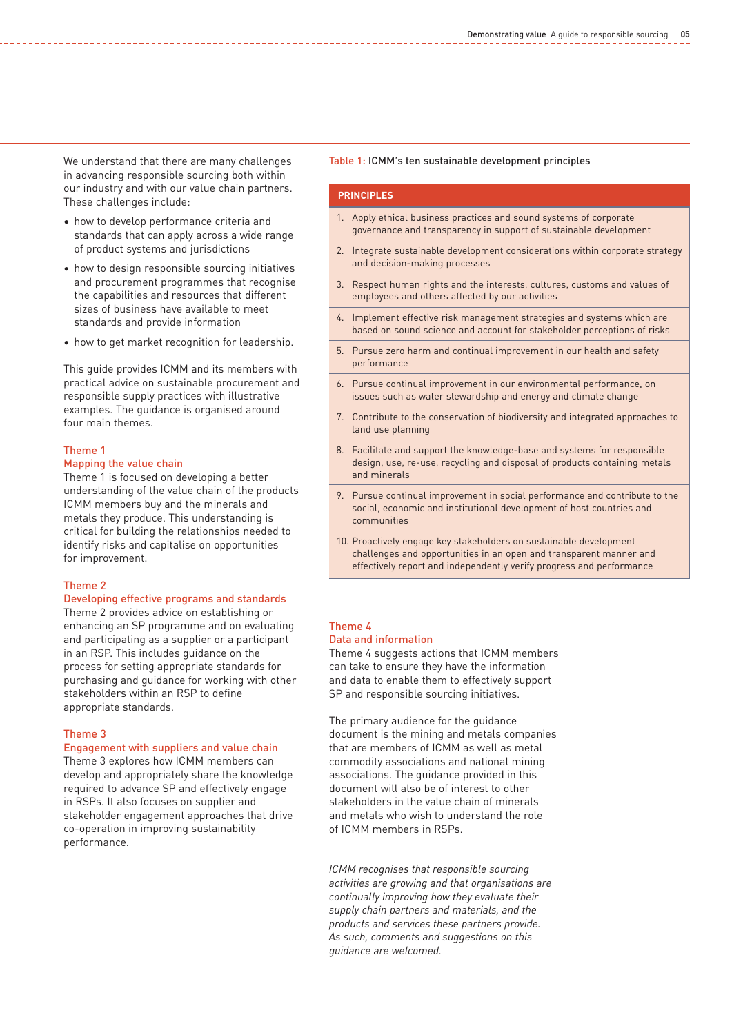We understand that there are many challenges in advancing responsible sourcing both within our industry and with our value chain partners. These challenges include:

- how to develop performance criteria and standards that can apply across a wide range of product systems and jurisdictions
- how to design responsible sourcing initiatives and procurement programmes that recognise the capabilities and resources that different sizes of business have available to meet standards and provide information
- how to get market recognition for leadership.

This guide provides ICMM and its members with practical advice on sustainable procurement and responsible supply practices with illustrative examples. The guidance is organised around four main themes.

### Theme 1
### Mapping the value chain

Theme 1 is focused on developing a better understanding of the value chain of the products ICMM members buy and the minerals and metals they produce. This understanding is critical for building the relationships needed to identify risks and capitalise on opportunities for improvement.

### Theme 2
### Developing effective programs and standards

Theme 2 provides advice on establishing or enhancing an SP programme and on evaluating and participating as a supplier or a participant in an RSP. This includes guidance on the process for setting appropriate standards for purchasing and guidance for working with other stakeholders within an RSP to define appropriate standards.

### Theme 3
### Engagement with suppliers and value chain

Theme 3 explores how ICMM members can develop and appropriately share the knowledge required to advance SP and effectively engage in RSPs. It also focuses on supplier and stakeholder engagement approaches that drive co-operation in improving sustainability performance.

Table 1: **ICMM's ten sustainable development principles**

| PRINCIPLES |
|---|
| 1. Apply ethical business practices and sound systems of corporate governance and transparency in support of sustainable development |
| 2. Integrate sustainable development considerations within corporate strategy and decision-making processes |
| 3. Respect human rights and the interests, cultures, customs and values of employees and others affected by our activities |
| 4. Implement effective risk management strategies and systems which are based on sound science and account for stakeholder perceptions of risks |
| 5. Pursue zero harm and continual improvement in our health and safety performance |
| 6. Pursue continual improvement in our environmental performance, on issues such as water stewardship and energy and climate change |
| 7. Contribute to the conservation of biodiversity and integrated approaches to land use planning |
| 8. Facilitate and support the knowledge-base and systems for responsible design, use, re-use, recycling and disposal of products containing metals and minerals |
| 9. Pursue continual improvement in social performance and contribute to the social, economic and institutional development of host countries and communities |
| 10. Proactively engage key stakeholders on sustainable development challenges and opportunities in an open and transparent manner and effectively report and independently verify progress and performance |

### Theme 4
### Data and information

Theme 4 suggests actions that ICMM members can take to ensure they have the information and data to enable them to effectively support SP and responsible sourcing initiatives.

The primary audience for the guidance document is the mining and metals companies that are members of ICMM as well as metal commodity associations and national mining associations. The guidance provided in this document will also be of interest to other stakeholders in the value chain of minerals and metals who wish to understand the role of ICMM members in RSPs.

*ICMM recognises that responsible sourcing activities are growing and that organisations are continually improving how they evaluate their supply chain partners and materials, and the products and services these partners provide. As such, comments and suggestions on this guidance are welcomed.*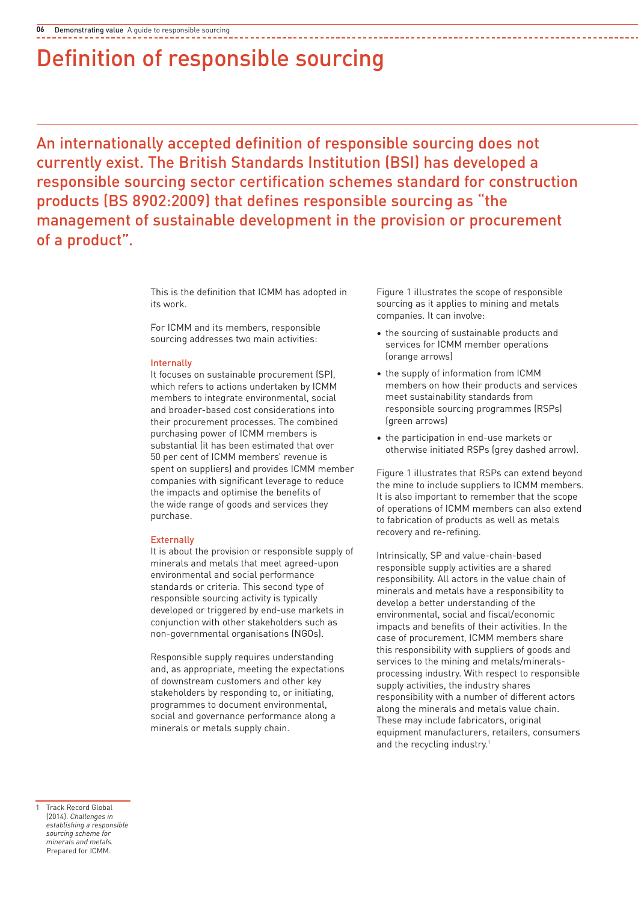# Definition of responsible sourcing

An internationally accepted definition of responsible sourcing does not currently exist. The British Standards Institution (BSI) has developed a responsible sourcing sector certification schemes standard for construction products (BS 8902:2009) that defines responsible sourcing as "the management of sustainable development in the provision or procurement of a product".

This is the definition that ICMM has adopted in its work.

For ICMM and its members, responsible sourcing addresses two main activities:

### Internally

It focuses on sustainable procurement (SP), which refers to actions undertaken by ICMM members to integrate environmental, social and broader-based cost considerations into their procurement processes. The combined purchasing power of ICMM members is substantial (it has been estimated that over 50 per cent of ICMM members' revenue is spent on suppliers) and provides ICMM member companies with significant leverage to reduce the impacts and optimise the benefits of the wide range of goods and services they purchase.

### Externally

It is about the provision or responsible supply of minerals and metals that meet agreed-upon environmental and social performance standards or criteria. This second type of responsible sourcing activity is typically developed or triggered by end-use markets in conjunction with other stakeholders such as non-governmental organisations (NGOs).

Responsible supply requires understanding and, as appropriate, meeting the expectations of downstream customers and other key stakeholders by responding to, or initiating, programmes to document environmental, social and governance performance along a minerals or metals supply chain.

Figure 1 illustrates the scope of responsible sourcing as it applies to mining and metals companies. It can involve:

- the sourcing of sustainable products and services for ICMM member operations (orange arrows)
- the supply of information from ICMM members on how their products and services meet sustainability standards from responsible sourcing programmes (RSPs) (green arrows)
- the participation in end-use markets or otherwise initiated RSPs (grey dashed arrow).

Figure 1 illustrates that RSPs can extend beyond the mine to include suppliers to ICMM members. It is also important to remember that the scope of operations of ICMM members can also extend to fabrication of products as well as metals recovery and re-refining.

Intrinsically, SP and value-chain-based responsible supply activities are a shared responsibility. All actors in the value chain of minerals and metals have a responsibility to develop a better understanding of the environmental, social and fiscal/economic impacts and benefits of their activities. In the case of procurement, ICMM members share this responsibility with suppliers of goods and services to the mining and metals/minerals-processing industry. With respect to responsible supply activities, the industry shares responsibility with a number of different actors along the minerals and metals value chain. These may include fabricators, original equipment manufacturers, retailers, consumers and the recycling industry.[1]

1 Track Record Global (2014). *Challenges in establishing a responsible sourcing scheme for minerals and metals.* Prepared for ICMM.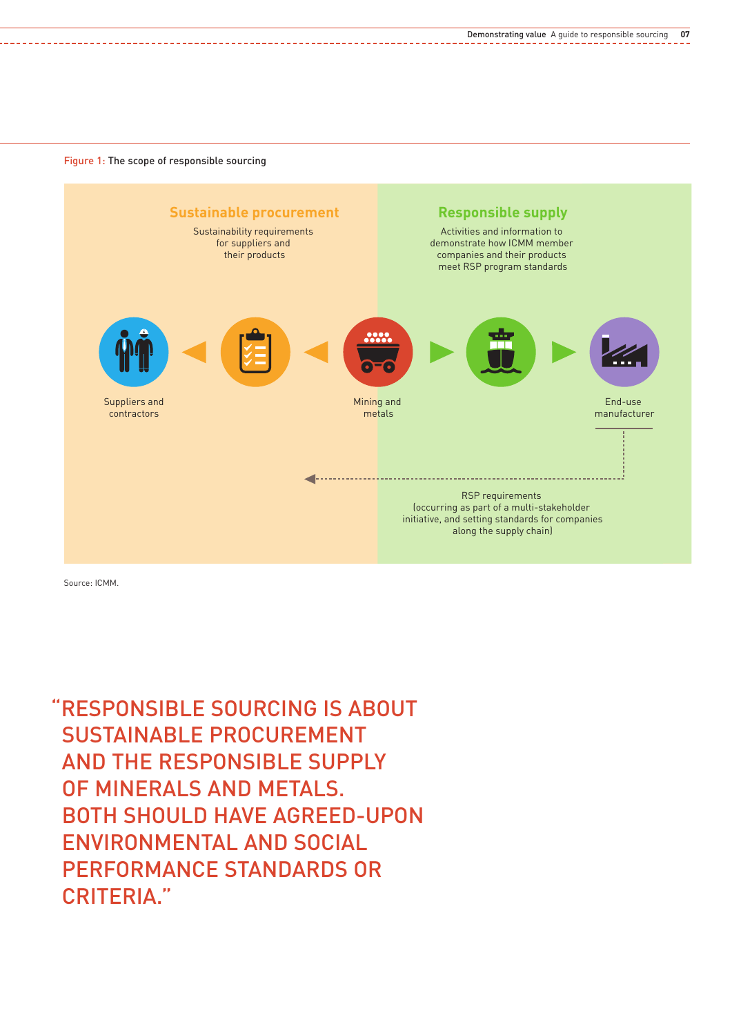Figure 1: The scope of responsible sourcing

**Sustainable procurement**

Sustainability requirements for suppliers and their products

**Responsible supply**

Activities and information to demonstrate how ICMM member companies and their products meet RSP program standards

Suppliers and contractors

Mining and metals

End-use manufacturer

RSP requirements (occurring as part of a multi-stakeholder initiative, and setting standards for companies along the supply chain)

Source: ICMM.

> "RESPONSIBLE SOURCING IS ABOUT SUSTAINABLE PROCUREMENT AND THE RESPONSIBLE SUPPLY OF MINERALS AND METALS. BOTH SHOULD HAVE AGREED-UPON ENVIRONMENTAL AND SOCIAL PERFORMANCE STANDARDS OR CRITERIA."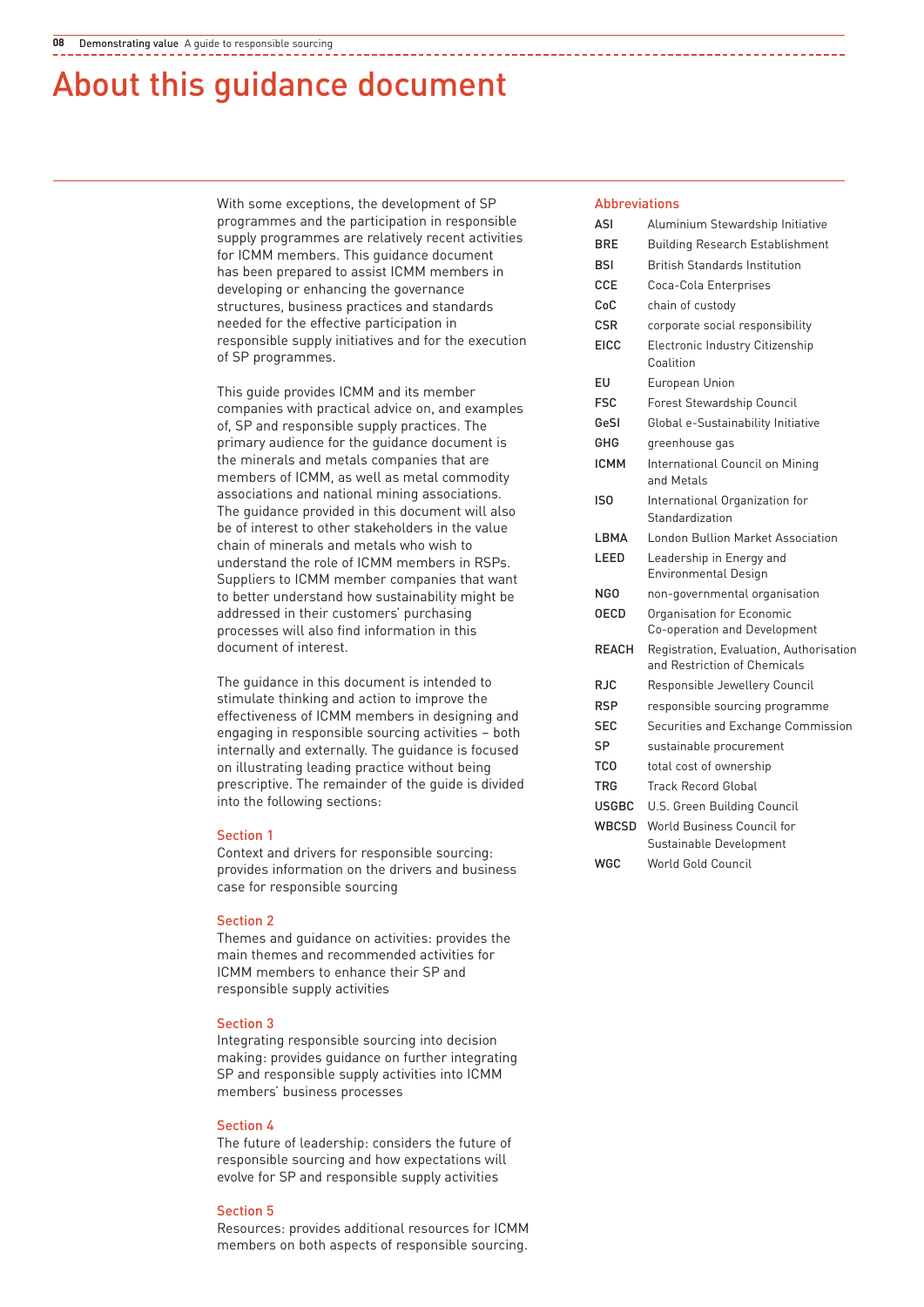# About this guidance document

With some exceptions, the development of SP programmes and the participation in responsible supply programmes are relatively recent activities for ICMM members. This guidance document has been prepared to assist ICMM members in developing or enhancing the governance structures, business practices and standards needed for the effective participation in responsible supply initiatives and for the execution of SP programmes.

This guide provides ICMM and its member companies with practical advice on, and examples of, SP and responsible supply practices. The primary audience for the guidance document is the minerals and metals companies that are members of ICMM, as well as metal commodity associations and national mining associations. The guidance provided in this document will also be of interest to other stakeholders in the value chain of minerals and metals who wish to understand the role of ICMM members in RSPs. Suppliers to ICMM member companies that want to better understand how sustainability might be addressed in their customers' purchasing processes will also find information in this document of interest.

The guidance in this document is intended to stimulate thinking and action to improve the effectiveness of ICMM members in designing and engaging in responsible sourcing activities – both internally and externally. The guidance is focused on illustrating leading practice without being prescriptive. The remainder of the guide is divided into the following sections:

**Section 1**
Context and drivers for responsible sourcing: provides information on the drivers and business case for responsible sourcing

**Section 2**
Themes and guidance on activities: provides the main themes and recommended activities for ICMM members to enhance their SP and responsible supply activities

**Section 3**
Integrating responsible sourcing into decision making: provides guidance on further integrating SP and responsible supply activities into ICMM members' business processes

**Section 4**
The future of leadership: considers the future of responsible sourcing and how expectations will evolve for SP and responsible supply activities

**Section 5**
Resources: provides additional resources for ICMM members on both aspects of responsible sourcing.

## Abbreviations

| | |
|---|---|
| **ASI** | Aluminium Stewardship Initiative |
| **BRE** | Building Research Establishment |
| **BSI** | British Standards Institution |
| **CCE** | Coca-Cola Enterprises |
| **CoC** | chain of custody |
| **CSR** | corporate social responsibility |
| **EICC** | Electronic Industry Citizenship Coalition |
| **EU** | European Union |
| **FSC** | Forest Stewardship Council |
| **GeSI** | Global e-Sustainability Initiative |
| **GHG** | greenhouse gas |
| **ICMM** | International Council on Mining and Metals |
| **ISO** | International Organization for Standardization |
| **LBMA** | London Bullion Market Association |
| **LEED** | Leadership in Energy and Environmental Design |
| **NGO** | non-governmental organisation |
| **OECD** | Organisation for Economic Co-operation and Development |
| **REACH** | Registration, Evaluation, Authorisation and Restriction of Chemicals |
| **RJC** | Responsible Jewellery Council |
| **RSP** | responsible sourcing programme |
| **SEC** | Securities and Exchange Commission |
| **SP** | sustainable procurement |
| **TCO** | total cost of ownership |
| **TRG** | Track Record Global |
| **USGBC** | U.S. Green Building Council |
| **WBCSD** | World Business Council for Sustainable Development |
| **WGC** | World Gold Council |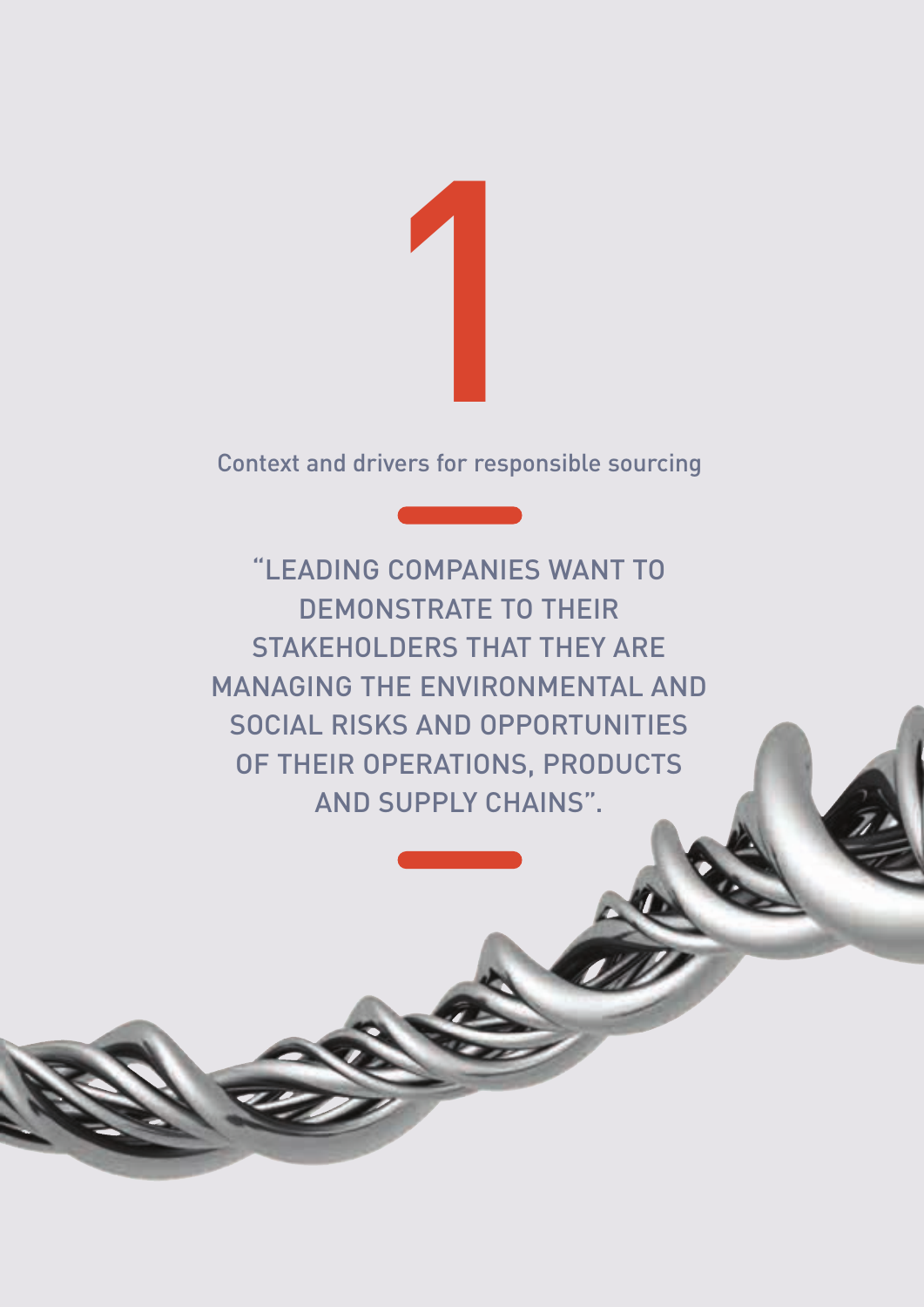# 1

## Context and drivers for responsible sourcing

"LEADING COMPANIES WANT TO DEMONSTRATE TO THEIR STAKEHOLDERS THAT THEY ARE MANAGING THE ENVIRONMENTAL AND SOCIAL RISKS AND OPPORTUNITIES OF THEIR OPERATIONS, PRODUCTS AND SUPPLY CHAINS".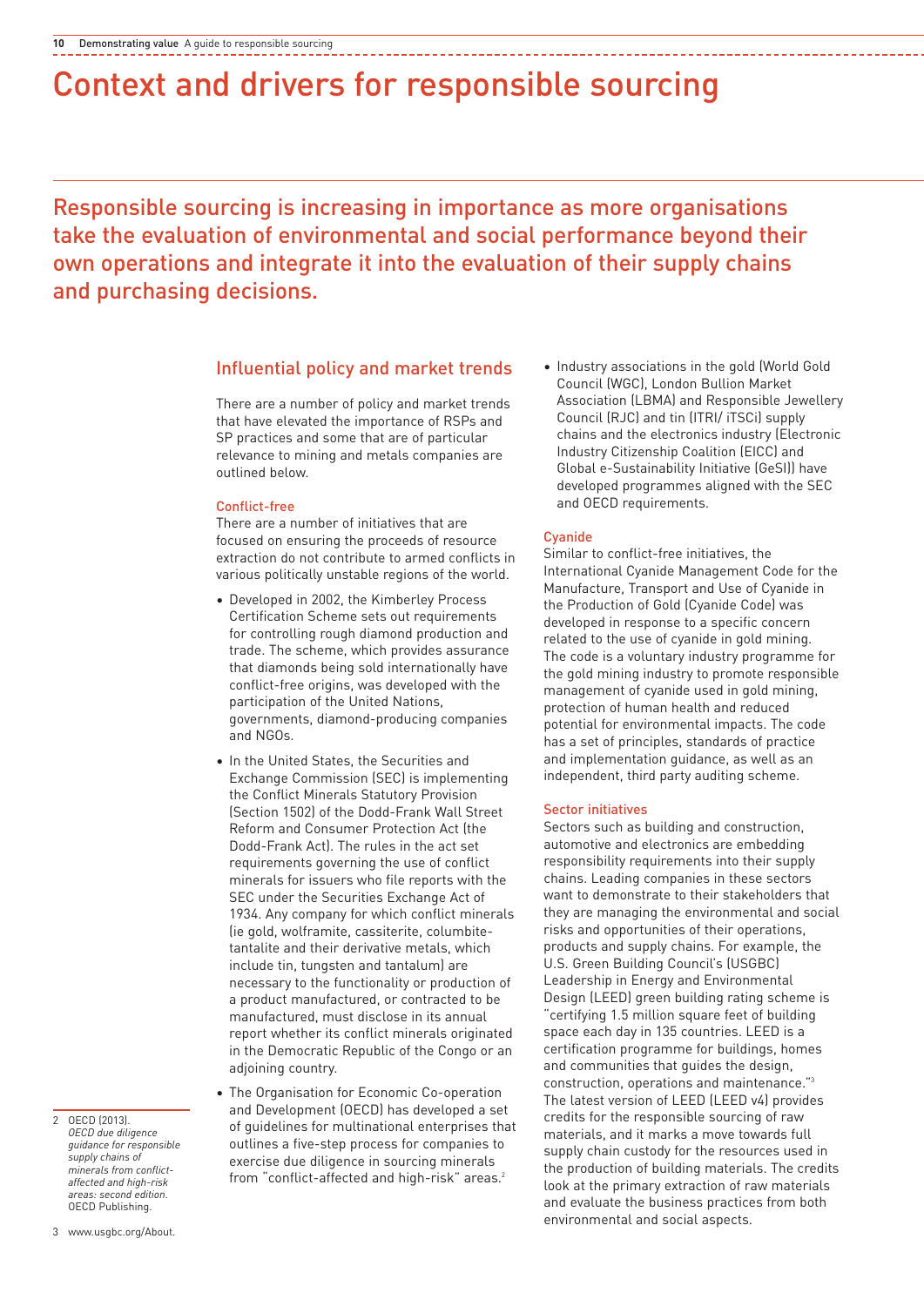# Context and drivers for responsible sourcing

Responsible sourcing is increasing in importance as more organisations take the evaluation of environmental and social performance beyond their own operations and integrate it into the evaluation of their supply chains and purchasing decisions.

## Influential policy and market trends

There are a number of policy and market trends that have elevated the importance of RSPs and SP practices and some that are of particular relevance to mining and metals companies are outlined below.

### Conflict-free

There are a number of initiatives that are focused on ensuring the proceeds of resource extraction do not contribute to armed conflicts in various politically unstable regions of the world.

- Developed in 2002, the Kimberley Process Certification Scheme sets out requirements for controlling rough diamond production and trade. The scheme, which provides assurance that diamonds being sold internationally have conflict-free origins, was developed with the participation of the United Nations, governments, diamond-producing companies and NGOs.
- In the United States, the Securities and Exchange Commission (SEC) is implementing the Conflict Minerals Statutory Provision (Section 1502) of the Dodd-Frank Wall Street Reform and Consumer Protection Act (the Dodd-Frank Act). The rules in the act set requirements governing the use of conflict minerals for issuers who file reports with the SEC under the Securities Exchange Act of 1934. Any company for which conflict minerals (ie gold, wolframite, cassiterite, columbite-tantalite and their derivative metals, which include tin, tungsten and tantalum) are necessary to the functionality or production of a product manufactured, or contracted to be manufactured, must disclose in its annual report whether its conflict minerals originated in the Democratic Republic of the Congo or an adjoining country.
- The Organisation for Economic Co-operation and Development (OECD) has developed a set of guidelines for multinational enterprises that outlines a five-step process for companies to exercise due diligence in sourcing minerals from "conflict-affected and high-risk" areas.[2]
- Industry associations in the gold (World Gold Council (WGC), London Bullion Market Association (LBMA) and Responsible Jewellery Council (RJC) and tin (ITRI/ iTSCi) supply chains and the electronics industry (Electronic Industry Citizenship Coalition (EICC) and Global e-Sustainability Initiative (GeSI)) have developed programmes aligned with the SEC and OECD requirements.

### Cyanide

Similar to conflict-free initiatives, the International Cyanide Management Code for the Manufacture, Transport and Use of Cyanide in the Production of Gold (Cyanide Code) was developed in response to a specific concern related to the use of cyanide in gold mining. The code is a voluntary industry programme for the gold mining industry to promote responsible management of cyanide used in gold mining, protection of human health and reduced potential for environmental impacts. The code has a set of principles, standards of practice and implementation guidance, as well as an independent, third party auditing scheme.

### Sector initiatives

Sectors such as building and construction, automotive and electronics are embedding responsibility requirements into their supply chains. Leading companies in these sectors want to demonstrate to their stakeholders that they are managing the environmental and social risks and opportunities of their operations, products and supply chains. For example, the U.S. Green Building Council's (USGBC) Leadership in Energy and Environmental Design (LEED) green building rating scheme is "certifying 1.5 million square feet of building space each day in 135 countries. LEED is a certification programme for buildings, homes and communities that guides the design, construction, operations and maintenance."[3] The latest version of LEED (LEED v4) provides credits for the responsible sourcing of raw materials, and it marks a move towards full supply chain custody for the resources used in the production of building materials. The credits look at the primary extraction of raw materials and evaluate the business practices from both environmental and social aspects.

---

2 OECD (2013). *OECD due diligence guidance for responsible supply chains of minerals from conflict-affected and high-risk areas: second edition.* OECD Publishing.

3 www.usgbc.org/About.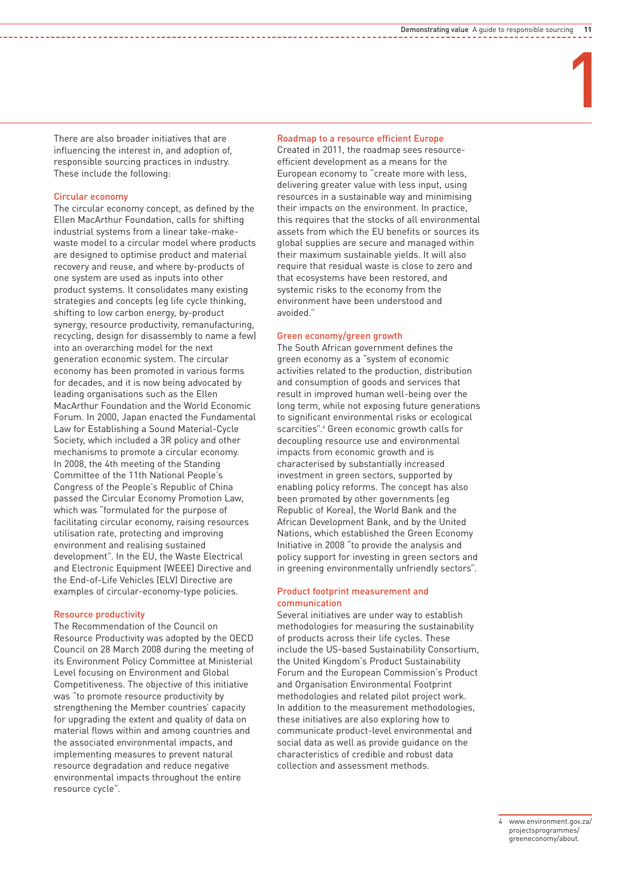There are also broader initiatives that are influencing the interest in, and adoption of, responsible sourcing practices in industry. These include the following:

### Circular economy

The circular economy concept, as defined by the Ellen MacArthur Foundation, calls for shifting industrial systems from a linear take-make-waste model to a circular model where products are designed to optimise product and material recovery and reuse, and where by-products of one system are used as inputs into other product systems. It consolidates many existing strategies and concepts (eg life cycle thinking, shifting to low carbon energy, by-product synergy, resource productivity, remanufacturing, recycling, design for disassembly to name a few) into an overarching model for the next generation economic system. The circular economy has been promoted in various forms for decades, and it is now being advocated by leading organisations such as the Ellen MacArthur Foundation and the World Economic Forum. In 2000, Japan enacted the Fundamental Law for Establishing a Sound Material-Cycle Society, which included a 3R policy and other mechanisms to promote a circular economy. In 2008, the 4th meeting of the Standing Committee of the 11th National People's Congress of the People's Republic of China passed the Circular Economy Promotion Law, which was "formulated for the purpose of facilitating circular economy, raising resources utilisation rate, protecting and improving environment and realising sustained development". In the EU, the Waste Electrical and Electronic Equipment (WEEE) Directive and the End-of-Life Vehicles (ELV) Directive are examples of circular-economy-type policies.

### Resource productivity

The Recommendation of the Council on Resource Productivity was adopted by the OECD Council on 28 March 2008 during the meeting of its Environment Policy Committee at Ministerial Level focusing on Environment and Global Competitiveness. The objective of this initiative was "to promote resource productivity by strengthening the Member countries' capacity for upgrading the extent and quality of data on material flows within and among countries and the associated environmental impacts, and implementing measures to prevent natural resource degradation and reduce negative environmental impacts throughout the entire resource cycle".

### Roadmap to a resource efficient Europe

Created in 2011, the roadmap sees resource-efficient development as a means for the European economy to "create more with less, delivering greater value with less input, using resources in a sustainable way and minimising their impacts on the environment. In practice, this requires that the stocks of all environmental assets from which the EU benefits or sources its global supplies are secure and managed within their maximum sustainable yields. It will also require that residual waste is close to zero and that ecosystems have been restored, and systemic risks to the economy from the environment have been understood and avoided."

### Green economy/green growth

The South African government defines the green economy as a "system of economic activities related to the production, distribution and consumption of goods and services that result in improved human well-being over the long term, while not exposing future generations to significant environmental risks or ecological scarcities".[4] Green economic growth calls for decoupling resource use and environmental impacts from economic growth and is characterised by substantially increased investment in green sectors, supported by enabling policy reforms. The concept has also been promoted by other governments (eg Republic of Korea), the World Bank and the African Development Bank, and by the United Nations, which established the Green Economy Initiative in 2008 "to provide the analysis and policy support for investing in green sectors and in greening environmentally unfriendly sectors".

### Product footprint measurement and communication

Several initiatives are under way to establish methodologies for measuring the sustainability of products across their life cycles. These include the US-based Sustainability Consortium, the United Kingdom's Product Sustainability Forum and the European Commission's Product and Organisation Environmental Footprint methodologies and related pilot project work. In addition to the measurement methodologies, these initiatives are also exploring how to communicate product-level environmental and social data as well as provide guidance on the characteristics of credible and robust data collection and assessment methods.

4 www.environment.gov.za/projectsprogrammes/greeneconomy/about.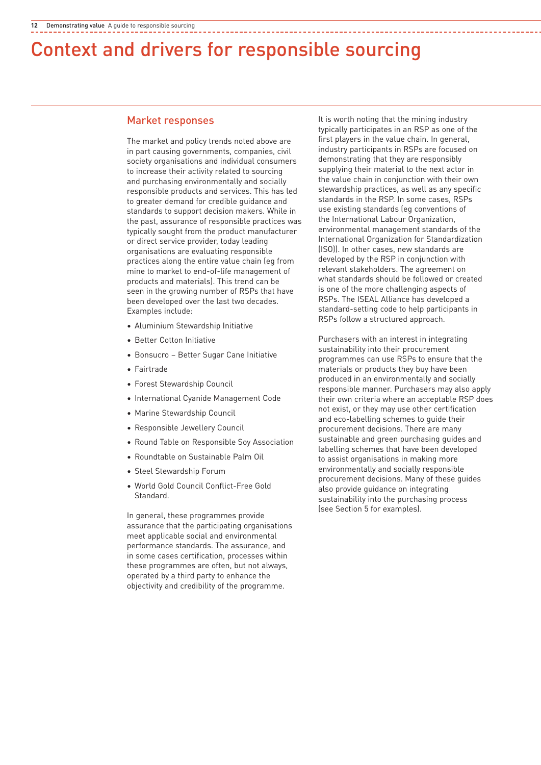# Context and drivers for responsible sourcing

## Market responses

The market and policy trends noted above are in part causing governments, companies, civil society organisations and individual consumers to increase their activity related to sourcing and purchasing environmentally and socially responsible products and services. This has led to greater demand for credible guidance and standards to support decision makers. While in the past, assurance of responsible practices was typically sought from the product manufacturer or direct service provider, today leading organisations are evaluating responsible practices along the entire value chain (eg from mine to market to end-of-life management of products and materials). This trend can be seen in the growing number of RSPs that have been developed over the last two decades. Examples include:

- Aluminium Stewardship Initiative
- Better Cotton Initiative
- Bonsucro – Better Sugar Cane Initiative
- Fairtrade
- Forest Stewardship Council
- International Cyanide Management Code
- Marine Stewardship Council
- Responsible Jewellery Council
- Round Table on Responsible Soy Association
- Roundtable on Sustainable Palm Oil
- Steel Stewardship Forum
- World Gold Council Conflict-Free Gold Standard.

In general, these programmes provide assurance that the participating organisations meet applicable social and environmental performance standards. The assurance, and in some cases certification, processes within these programmes are often, but not always, operated by a third party to enhance the objectivity and credibility of the programme.

It is worth noting that the mining industry typically participates in an RSP as one of the first players in the value chain. In general, industry participants in RSPs are focused on demonstrating that they are responsibly supplying their material to the next actor in the value chain in conjunction with their own stewardship practices, as well as any specific standards in the RSP. In some cases, RSPs use existing standards (eg conventions of the International Labour Organization, environmental management standards of the International Organization for Standardization (ISO)). In other cases, new standards are developed by the RSP in conjunction with relevant stakeholders. The agreement on what standards should be followed or created is one of the more challenging aspects of RSPs. The ISEAL Alliance has developed a standard-setting code to help participants in RSPs follow a structured approach.

Purchasers with an interest in integrating sustainability into their procurement programmes can use RSPs to ensure that the materials or products they buy have been produced in an environmentally and socially responsible manner. Purchasers may also apply their own criteria where an acceptable RSP does not exist, or they may use other certification and eco-labelling schemes to guide their procurement decisions. There are many sustainable and green purchasing guides and labelling schemes that have been developed to assist organisations in making more environmentally and socially responsible procurement decisions. Many of these guides also provide guidance on integrating sustainability into the purchasing process (see Section 5 for examples).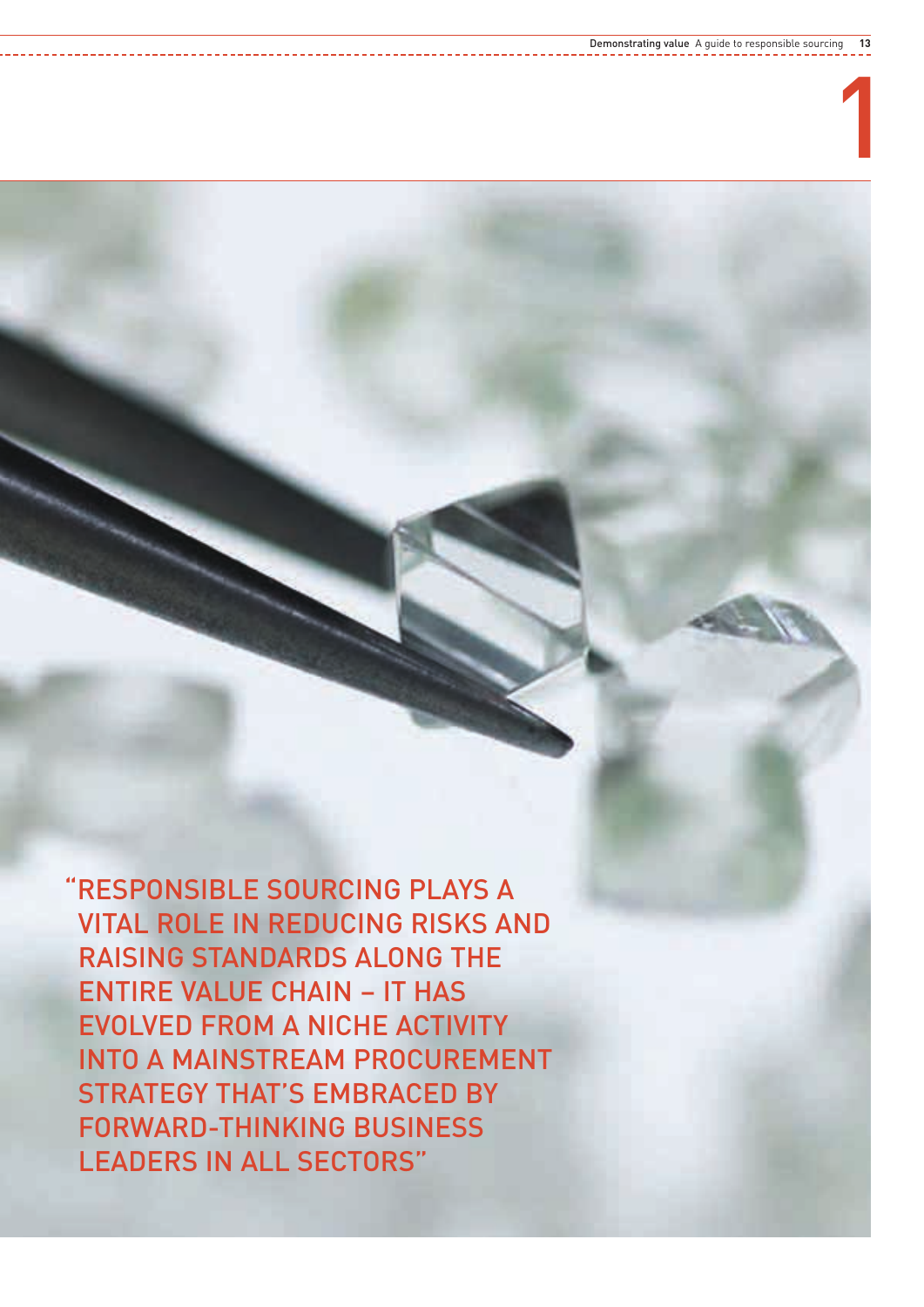# 1

"RESPONSIBLE SOURCING PLAYS A VITAL ROLE IN REDUCING RISKS AND RAISING STANDARDS ALONG THE ENTIRE VALUE CHAIN – IT HAS EVOLVED FROM A NICHE ACTIVITY INTO A MAINSTREAM PROCUREMENT STRATEGY THAT'S EMBRACED BY FORWARD-THINKING BUSINESS LEADERS IN ALL SECTORS"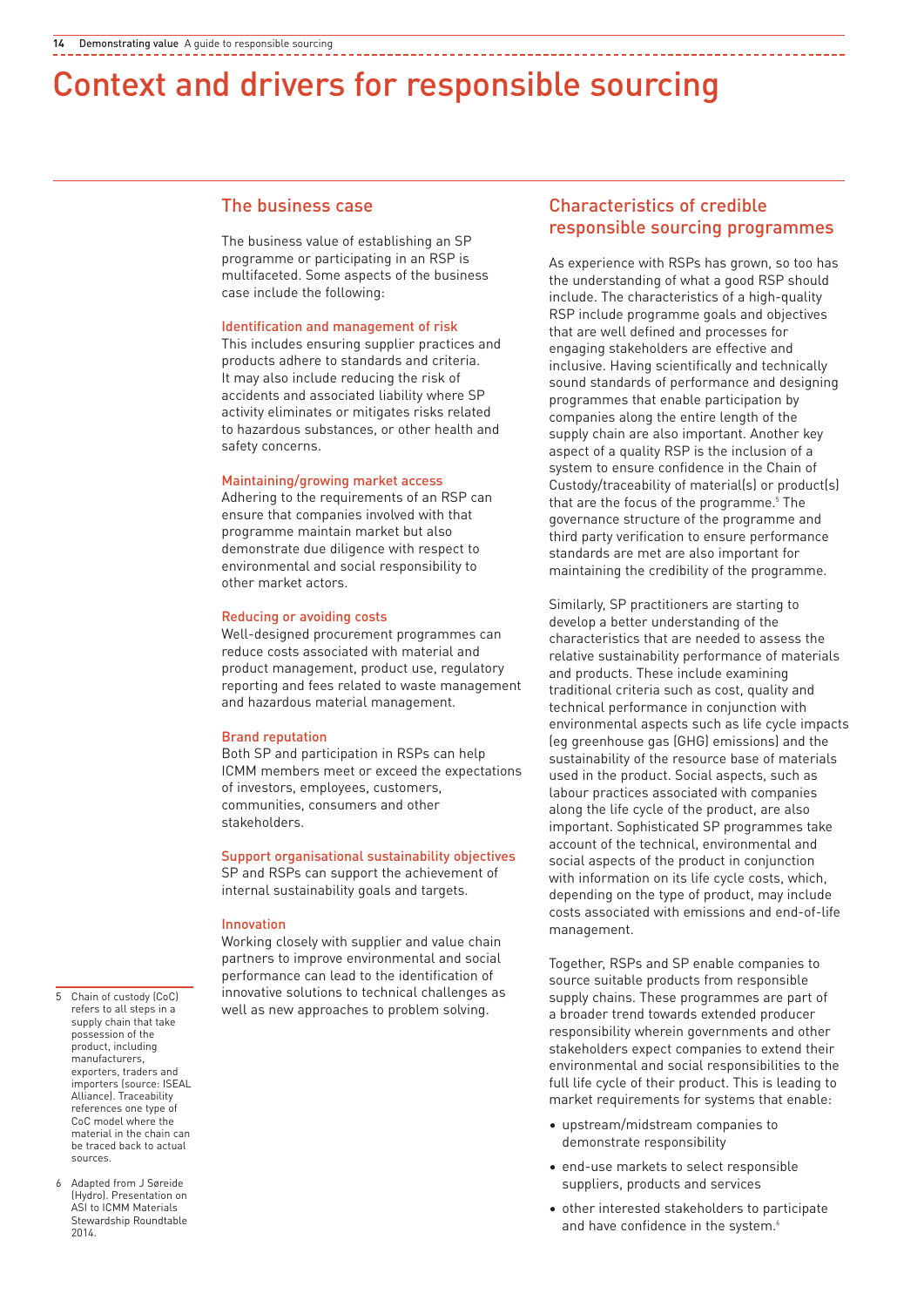# Context and drivers for responsible sourcing

## The business case

The business value of establishing an SP programme or participating in an RSP is multifaceted. Some aspects of the business case include the following:

### Identification and management of risk

This includes ensuring supplier practices and products adhere to standards and criteria. It may also include reducing the risk of accidents and associated liability where SP activity eliminates or mitigates risks related to hazardous substances, or other health and safety concerns.

### Maintaining/growing market access

Adhering to the requirements of an RSP can ensure that companies involved with that programme maintain market but also demonstrate due diligence with respect to environmental and social responsibility to other market actors.

### Reducing or avoiding costs

Well-designed procurement programmes can reduce costs associated with material and product management, product use, regulatory reporting and fees related to waste management and hazardous material management.

### Brand reputation

Both SP and participation in RSPs can help ICMM members meet or exceed the expectations of investors, employees, customers, communities, consumers and other stakeholders.

### Support organisational sustainability objectives

SP and RSPs can support the achievement of internal sustainability goals and targets.

### Innovation

Working closely with supplier and value chain partners to improve environmental and social performance can lead to the identification of innovative solutions to technical challenges as well as new approaches to problem solving.

## Characteristics of credible responsible sourcing programmes

As experience with RSPs has grown, so too has the understanding of what a good RSP should include. The characteristics of a high-quality RSP include programme goals and objectives that are well defined and processes for engaging stakeholders are effective and inclusive. Having scientifically and technically sound standards of performance and designing programmes that enable participation by companies along the entire length of the supply chain are also important. Another key aspect of a quality RSP is the inclusion of a system to ensure confidence in the Chain of Custody/traceability of material(s) or product(s) that are the focus of the programme.[5] The governance structure of the programme and third party verification to ensure performance standards are met are also important for maintaining the credibility of the programme.

Similarly, SP practitioners are starting to develop a better understanding of the characteristics that are needed to assess the relative sustainability performance of materials and products. These include examining traditional criteria such as cost, quality and technical performance in conjunction with environmental aspects such as life cycle impacts (eg greenhouse gas (GHG) emissions) and the sustainability of the resource base of materials used in the product. Social aspects, such as labour practices associated with companies along the life cycle of the product, are also important. Sophisticated SP programmes take account of the technical, environmental and social aspects of the product in conjunction with information on its life cycle costs, which, depending on the type of product, may include costs associated with emissions and end-of-life management.

Together, RSPs and SP enable companies to source suitable products from responsible supply chains. These programmes are part of a broader trend towards extended producer responsibility wherein governments and other stakeholders expect companies to extend their environmental and social responsibilities to the full life cycle of their product. This is leading to market requirements for systems that enable:

- upstream/midstream companies to demonstrate responsibility
- end-use markets to select responsible suppliers, products and services
- other interested stakeholders to participate and have confidence in the system.[6]

---

5 Chain of custody (CoC) refers to all steps in a supply chain that take possession of the product, including manufacturers, exporters, traders and importers (source: ISEAL Alliance). Traceability references one type of CoC model where the material in the chain can be traced back to actual sources.

6 Adapted from J Søreide (Hydro). Presentation on ASI to ICMM Materials Stewardship Roundtable 2014.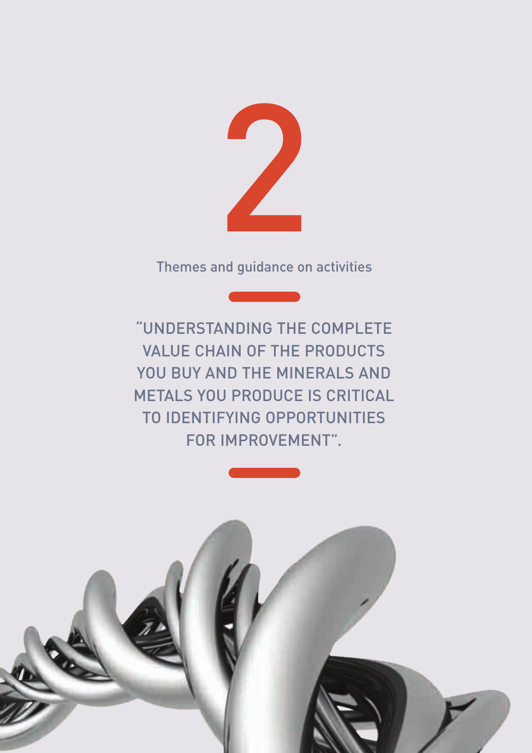# 2

## Themes and guidance on activities

"UNDERSTANDING THE COMPLETE VALUE CHAIN OF THE PRODUCTS YOU BUY AND THE MINERALS AND METALS YOU PRODUCE IS CRITICAL TO IDENTIFYING OPPORTUNITIES FOR IMPROVEMENT".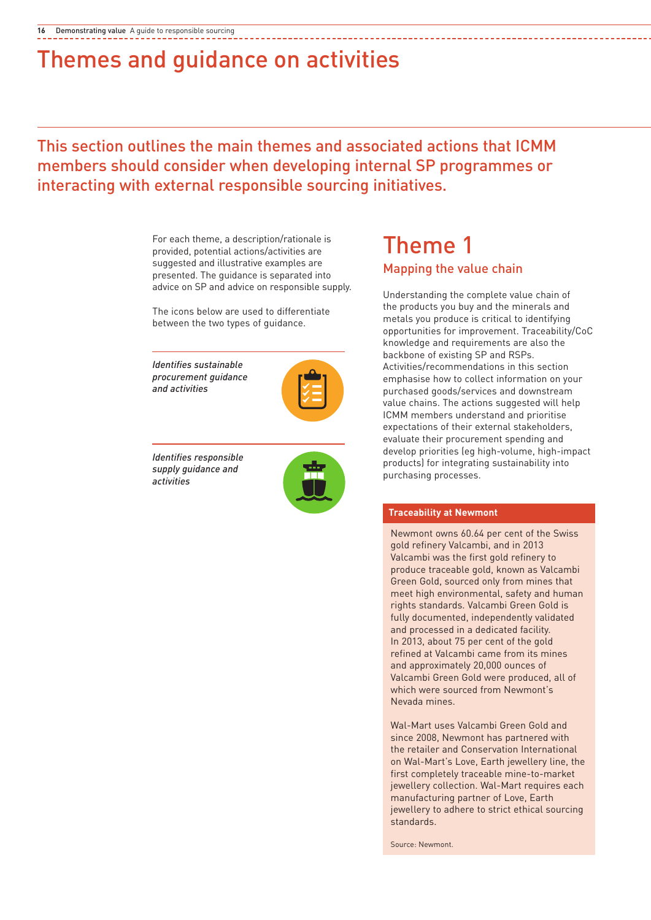# Themes and guidance on activities

## This section outlines the main themes and associated actions that ICMM members should consider when developing internal SP programmes or interacting with external responsible sourcing initiatives.

For each theme, a description/rationale is provided, potential actions/activities are suggested and illustrative examples are presented. The guidance is separated into advice on SP and advice on responsible supply.

The icons below are used to differentiate between the two types of guidance.

*Identifies sustainable procurement guidance and activities*

*Identifies responsible supply guidance and activities*

# Theme 1

## Mapping the value chain

Understanding the complete value chain of the products you buy and the minerals and metals you produce is critical to identifying opportunities for improvement. Traceability/CoC knowledge and requirements are also the backbone of existing SP and RSPs. Activities/recommendations in this section emphasise how to collect information on your purchased goods/services and downstream value chains. The actions suggested will help ICMM members understand and prioritise expectations of their external stakeholders, evaluate their procurement spending and develop priorities (eg high-volume, high-impact products) for integrating sustainability into purchasing processes.

**Traceability at Newmont**

Newmont owns 60.64 per cent of the Swiss gold refinery Valcambi, and in 2013 Valcambi was the first gold refinery to produce traceable gold, known as Valcambi Green Gold, sourced only from mines that meet high environmental, safety and human rights standards. Valcambi Green Gold is fully documented, independently validated and processed in a dedicated facility. In 2013, about 75 per cent of the gold refined at Valcambi came from its mines and approximately 20,000 ounces of Valcambi Green Gold were produced, all of which were sourced from Newmont's Nevada mines.

Wal-Mart uses Valcambi Green Gold and since 2008, Newmont has partnered with the retailer and Conservation International on Wal-Mart's Love, Earth jewellery line, the first completely traceable mine-to-market jewellery collection. Wal-Mart requires each manufacturing partner of Love, Earth jewellery to adhere to strict ethical sourcing standards.

Source: Newmont.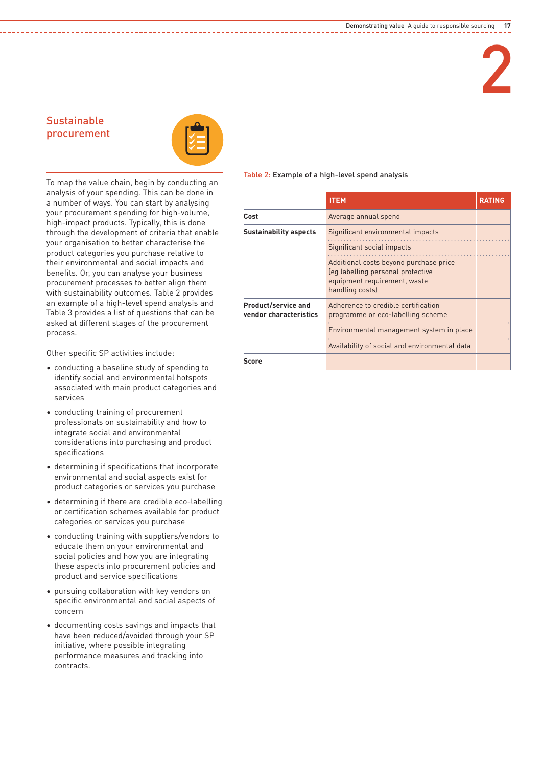## Sustainable procurement

To map the value chain, begin by conducting an analysis of your spending. This can be done in a number of ways. You can start by analysing your procurement spending for high-volume, high-impact products. Typically, this is done through the development of criteria that enable your organisation to better characterise the product categories you purchase relative to their environmental and social impacts and benefits. Or, you can analyse your business procurement processes to better align them with sustainability outcomes. Table 2 provides an example of a high-level spend analysis and Table 3 provides a list of questions that can be asked at different stages of the procurement process.

Other specific SP activities include:

- conducting a baseline study of spending to identify social and environmental hotspots associated with main product categories and services
- conducting training of procurement professionals on sustainability and how to integrate social and environmental considerations into purchasing and product specifications
- determining if specifications that incorporate environmental and social aspects exist for product categories or services you purchase
- determining if there are credible eco-labelling or certification schemes available for product categories or services you purchase
- conducting training with suppliers/vendors to educate them on your environmental and social policies and how you are integrating these aspects into procurement policies and product and service specifications
- pursuing collaboration with key vendors on specific environmental and social aspects of concern
- documenting costs savings and impacts that have been reduced/avoided through your SP initiative, where possible integrating performance measures and tracking into contracts.

Table 2: Example of a high-level spend analysis

| | ITEM | RATING |
|---|---|---|
| **Cost** | Average annual spend | |
| **Sustainability aspects** | Significant environmental impacts | |
| | Significant social impacts | |
| | Additional costs beyond purchase price (eg labelling personal protective equipment requirement, waste handling costs) | |
| **Product/service and vendor characteristics** | Adherence to credible certification programme or eco-labelling scheme | |
| | Environmental management system in place | |
| | Availability of social and environmental data | |
| **Score** | | |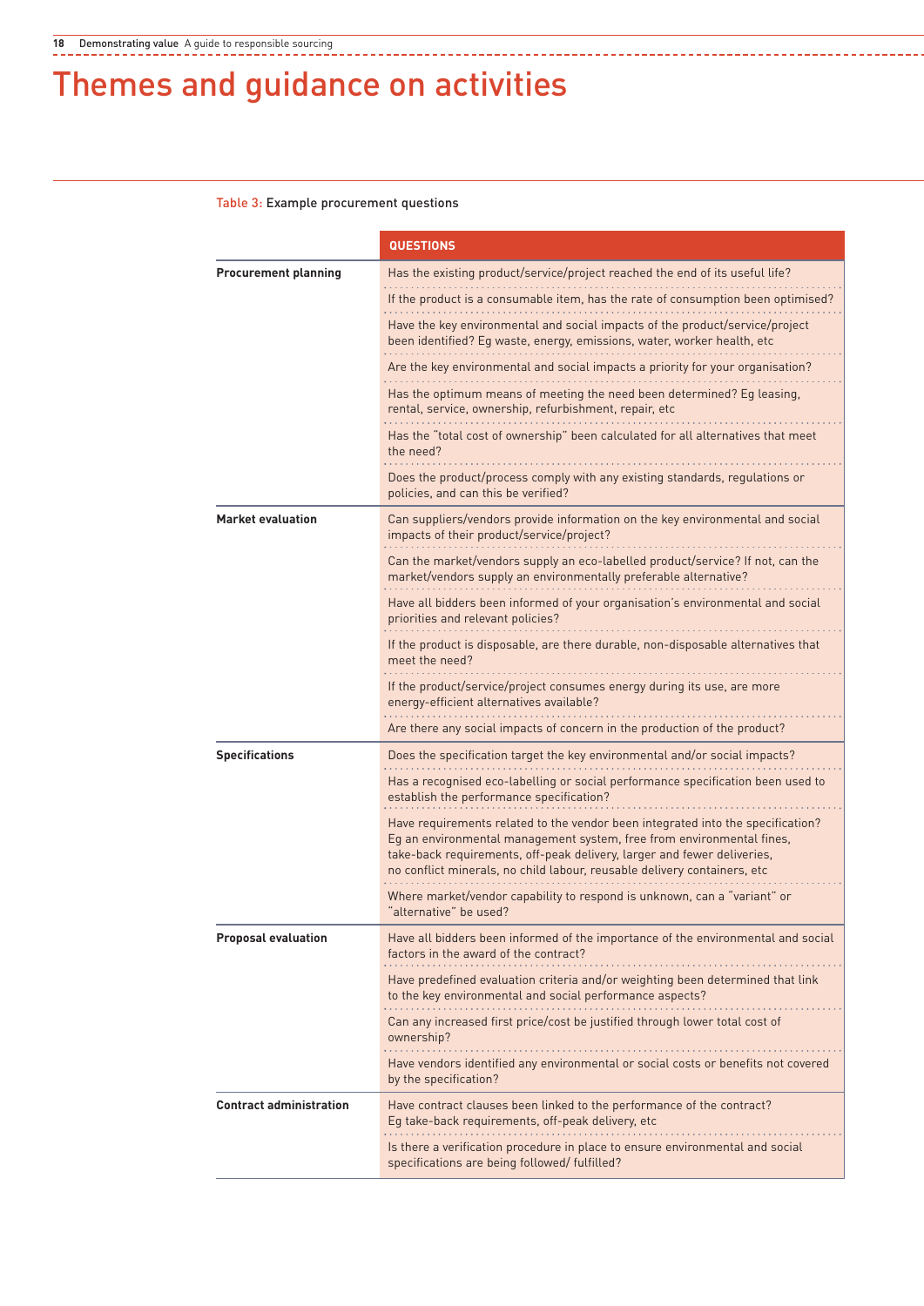# Themes and guidance on activities

Table 3: Example procurement questions

| | QUESTIONS |
|---|---|
| **Procurement planning** | Has the existing product/service/project reached the end of its useful life? |
| | If the product is a consumable item, has the rate of consumption been optimised? |
| | Have the key environmental and social impacts of the product/service/project been identified? Eg waste, energy, emissions, water, worker health, etc |
| | Are the key environmental and social impacts a priority for your organisation? |
| | Has the optimum means of meeting the need been determined? Eg leasing, rental, service, ownership, refurbishment, repair, etc |
| | Has the "total cost of ownership" been calculated for all alternatives that meet the need? |
| | Does the product/process comply with any existing standards, regulations or policies, and can this be verified? |
| **Market evaluation** | Can suppliers/vendors provide information on the key environmental and social impacts of their product/service/project? |
| | Can the market/vendors supply an eco-labelled product/service? If not, can the market/vendors supply an environmentally preferable alternative? |
| | Have all bidders been informed of your organisation's environmental and social priorities and relevant policies? |
| | If the product is disposable, are there durable, non-disposable alternatives that meet the need? |
| | If the product/service/project consumes energy during its use, are more energy-efficient alternatives available? |
| | Are there any social impacts of concern in the production of the product? |
| **Specifications** | Does the specification target the key environmental and/or social impacts? |
| | Has a recognised eco-labelling or social performance specification been used to establish the performance specification? |
| | Have requirements related to the vendor been integrated into the specification? Eg an environmental management system, free from environmental fines, take-back requirements, off-peak delivery, larger and fewer deliveries, no conflict minerals, no child labour, reusable delivery containers, etc |
| | Where market/vendor capability to respond is unknown, can a "variant" or "alternative" be used? |
| **Proposal evaluation** | Have all bidders been informed of the importance of the environmental and social factors in the award of the contract? |
| | Have predefined evaluation criteria and/or weighting been determined that link to the key environmental and social performance aspects? |
| | Can any increased first price/cost be justified through lower total cost of ownership? |
| | Have vendors identified any environmental or social costs or benefits not covered by the specification? |
| **Contract administration** | Have contract clauses been linked to the performance of the contract? Eg take-back requirements, off-peak delivery, etc |
| | Is there a verification procedure in place to ensure environmental and social specifications are being followed/ fulfilled? |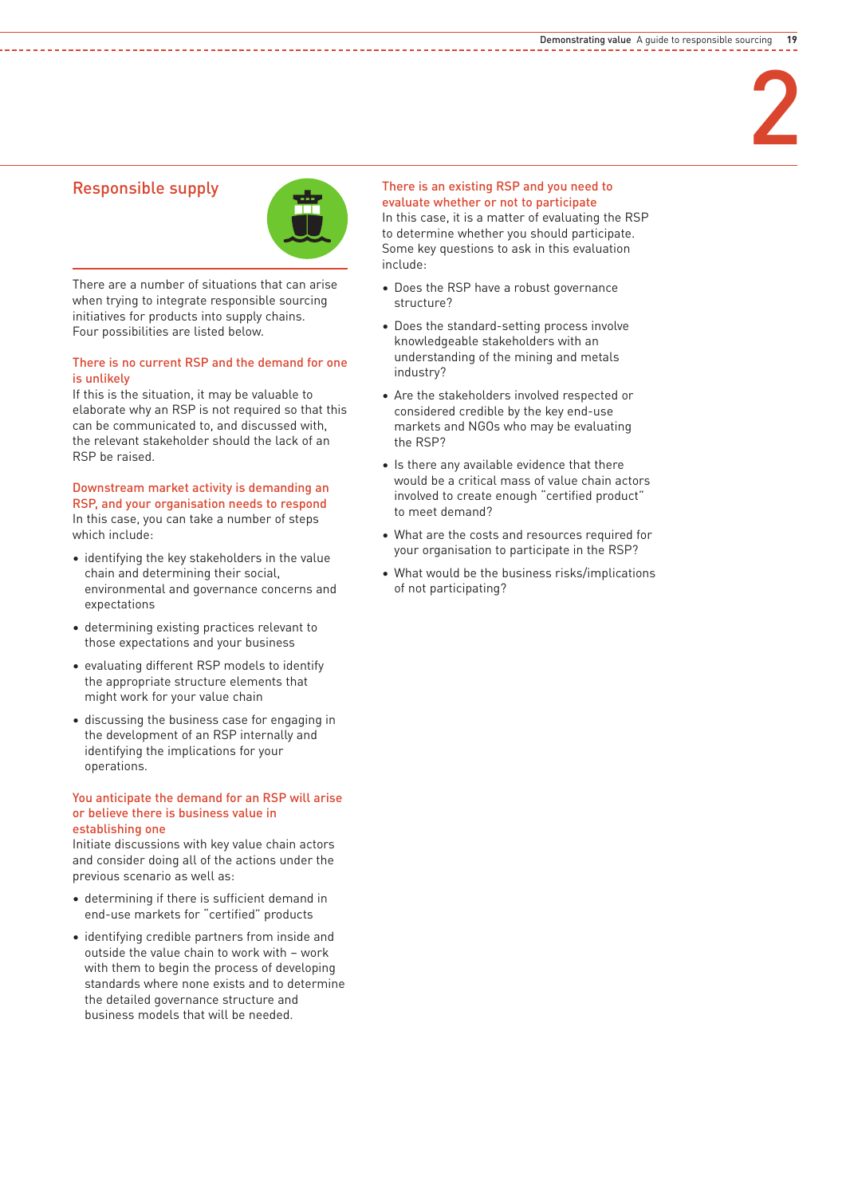## Responsible supply

There are a number of situations that can arise when trying to integrate responsible sourcing initiatives for products into supply chains. Four possibilities are listed below.

### There is no current RSP and the demand for one is unlikely

If this is the situation, it may be valuable to elaborate why an RSP is not required so that this can be communicated to, and discussed with, the relevant stakeholder should the lack of an RSP be raised.

### Downstream market activity is demanding an RSP, and your organisation needs to respond

In this case, you can take a number of steps which include:

- identifying the key stakeholders in the value chain and determining their social, environmental and governance concerns and expectations
- determining existing practices relevant to those expectations and your business
- evaluating different RSP models to identify the appropriate structure elements that might work for your value chain
- discussing the business case for engaging in the development of an RSP internally and identifying the implications for your operations.

### You anticipate the demand for an RSP will arise or believe there is business value in establishing one

Initiate discussions with key value chain actors and consider doing all of the actions under the previous scenario as well as:

- determining if there is sufficient demand in end-use markets for "certified" products
- identifying credible partners from inside and outside the value chain to work with – work with them to begin the process of developing standards where none exists and to determine the detailed governance structure and business models that will be needed.

### There is an existing RSP and you need to evaluate whether or not to participate

In this case, it is a matter of evaluating the RSP to determine whether you should participate. Some key questions to ask in this evaluation include:

- Does the RSP have a robust governance structure?
- Does the standard-setting process involve knowledgeable stakeholders with an understanding of the mining and metals industry?
- Are the stakeholders involved respected or considered credible by the key end-use markets and NGOs who may be evaluating the RSP?
- Is there any available evidence that there would be a critical mass of value chain actors involved to create enough "certified product" to meet demand?
- What are the costs and resources required for your organisation to participate in the RSP?
- What would be the business risks/implications of not participating?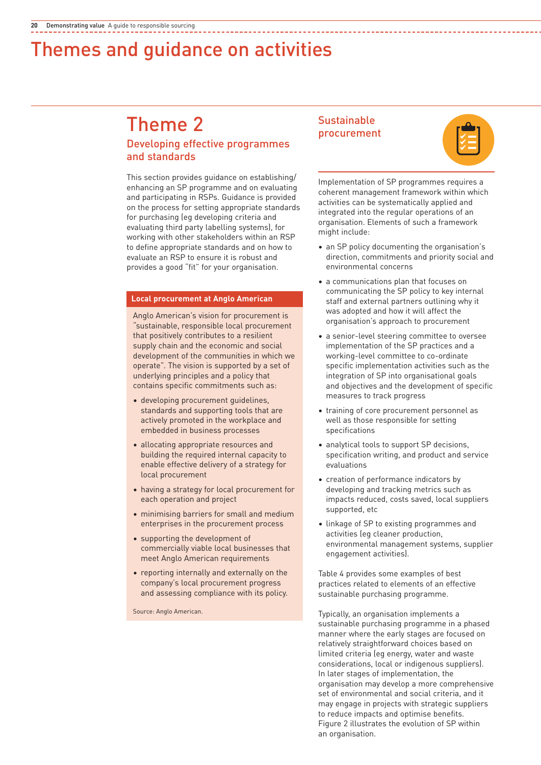# Themes and guidance on activities

## Theme 2

### Developing effective programmes and standards

This section provides guidance on establishing/enhancing an SP programme and on evaluating and participating in RSPs. Guidance is provided on the process for setting appropriate standards for purchasing (eg developing criteria and evaluating third party labelling systems), for working with other stakeholders within an RSP to define appropriate standards and on how to evaluate an RSP to ensure it is robust and provides a good "fit" for your organisation.

**Local procurement at Anglo American**

Anglo American's vision for procurement is "sustainable, responsible local procurement that positively contributes to a resilient supply chain and the economic and social development of the communities in which we operate". The vision is supported by a set of underlying principles and a policy that contains specific commitments such as:

- developing procurement guidelines, standards and supporting tools that are actively promoted in the workplace and embedded in business processes
- allocating appropriate resources and building the required internal capacity to enable effective delivery of a strategy for local procurement
- having a strategy for local procurement for each operation and project
- minimising barriers for small and medium enterprises in the procurement process
- supporting the development of commercially viable local businesses that meet Anglo American requirements
- reporting internally and externally on the company's local procurement progress and assessing compliance with its policy.

Source: Anglo American.

### Sustainable procurement

Implementation of SP programmes requires a coherent management framework within which activities can be systematically applied and integrated into the regular operations of an organisation. Elements of such a framework might include:

- an SP policy documenting the organisation's direction, commitments and priority social and environmental concerns
- a communications plan that focuses on communicating the SP policy to key internal staff and external partners outlining why it was adopted and how it will affect the organisation's approach to procurement
- a senior-level steering committee to oversee implementation of the SP practices and a working-level committee to co-ordinate specific implementation activities such as the integration of SP into organisational goals and objectives and the development of specific measures to track progress
- training of core procurement personnel as well as those responsible for setting specifications
- analytical tools to support SP decisions, specification writing, and product and service evaluations
- creation of performance indicators by developing and tracking metrics such as impacts reduced, costs saved, local suppliers supported, etc
- linkage of SP to existing programmes and activities (eg cleaner production, environmental management systems, supplier engagement activities).

Table 4 provides some examples of best practices related to elements of an effective sustainable purchasing programme.

Typically, an organisation implements a sustainable purchasing programme in a phased manner where the early stages are focused on relatively straightforward choices based on limited criteria (eg energy, water and waste considerations, local or indigenous suppliers). In later stages of implementation, the organisation may develop a more comprehensive set of environmental and social criteria, and it may engage in projects with strategic suppliers to reduce impacts and optimise benefits. Figure 2 illustrates the evolution of SP within an organisation.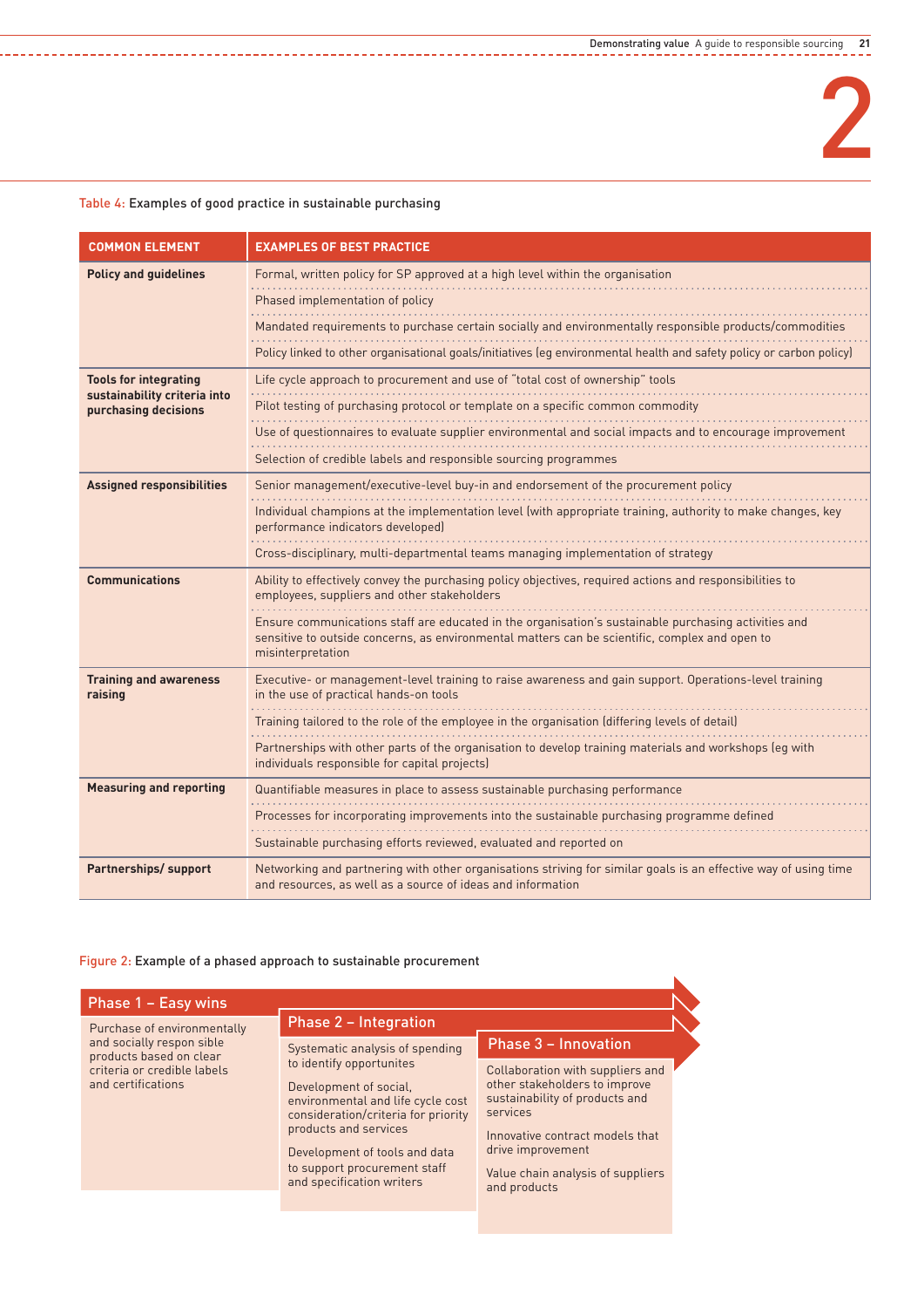Table 4: Examples of good practice in sustainable purchasing

| COMMON ELEMENT | EXAMPLES OF BEST PRACTICE |
|---|---|
| **Policy and guidelines** | Formal, written policy for SP approved at a high level within the organisation |
| | Phased implementation of policy |
| | Mandated requirements to purchase certain socially and environmentally responsible products/commodities |
| | Policy linked to other organisational goals/initiatives (eg environmental health and safety policy or carbon policy) |
| **Tools for integrating sustainability criteria into purchasing decisions** | Life cycle approach to procurement and use of "total cost of ownership" tools |
| | Pilot testing of purchasing protocol or template on a specific common commodity |
| | Use of questionnaires to evaluate supplier environmental and social impacts and to encourage improvement |
| | Selection of credible labels and responsible sourcing programmes |
| **Assigned responsibilities** | Senior management/executive-level buy-in and endorsement of the procurement policy |
| | Individual champions at the implementation level (with appropriate training, authority to make changes, key performance indicators developed) |
| | Cross-disciplinary, multi-departmental teams managing implementation of strategy |
| **Communications** | Ability to effectively convey the purchasing policy objectives, required actions and responsibilities to employees, suppliers and other stakeholders |
| | Ensure communications staff are educated in the organisation's sustainable purchasing activities and sensitive to outside concerns, as environmental matters can be scientific, complex and open to misinterpretation |
| **Training and awareness raising** | Executive- or management-level training to raise awareness and gain support. Operations-level training in the use of practical hands-on tools |
| | Training tailored to the role of the employee in the organisation (differing levels of detail) |
| | Partnerships with other parts of the organisation to develop training materials and workshops (eg with individuals responsible for capital projects) |
| **Measuring and reporting** | Quantifiable measures in place to assess sustainable purchasing performance |
| | Processes for incorporating improvements into the sustainable purchasing programme defined |
| | Sustainable purchasing efforts reviewed, evaluated and reported on |
| **Partnerships/ support** | Networking and partnering with other organisations striving for similar goals is an effective way of using time and resources, as well as a source of ideas and information |

Figure 2: Example of a phased approach to sustainable procurement

**Phase 1 – Easy wins**

Purchase of environmentally and socially respon sible products based on clear criteria or credible labels and certifications

**Phase 2 – Integration**

Systematic analysis of spending to identify opportunites

Development of social, environmental and life cycle cost consideration/criteria for priority products and services

Development of tools and data to support procurement staff and specification writers

**Phase 3 – Innovation**

Collaboration with suppliers and other stakeholders to improve sustainability of products and services

Innovative contract models that drive improvement

Value chain analysis of suppliers and products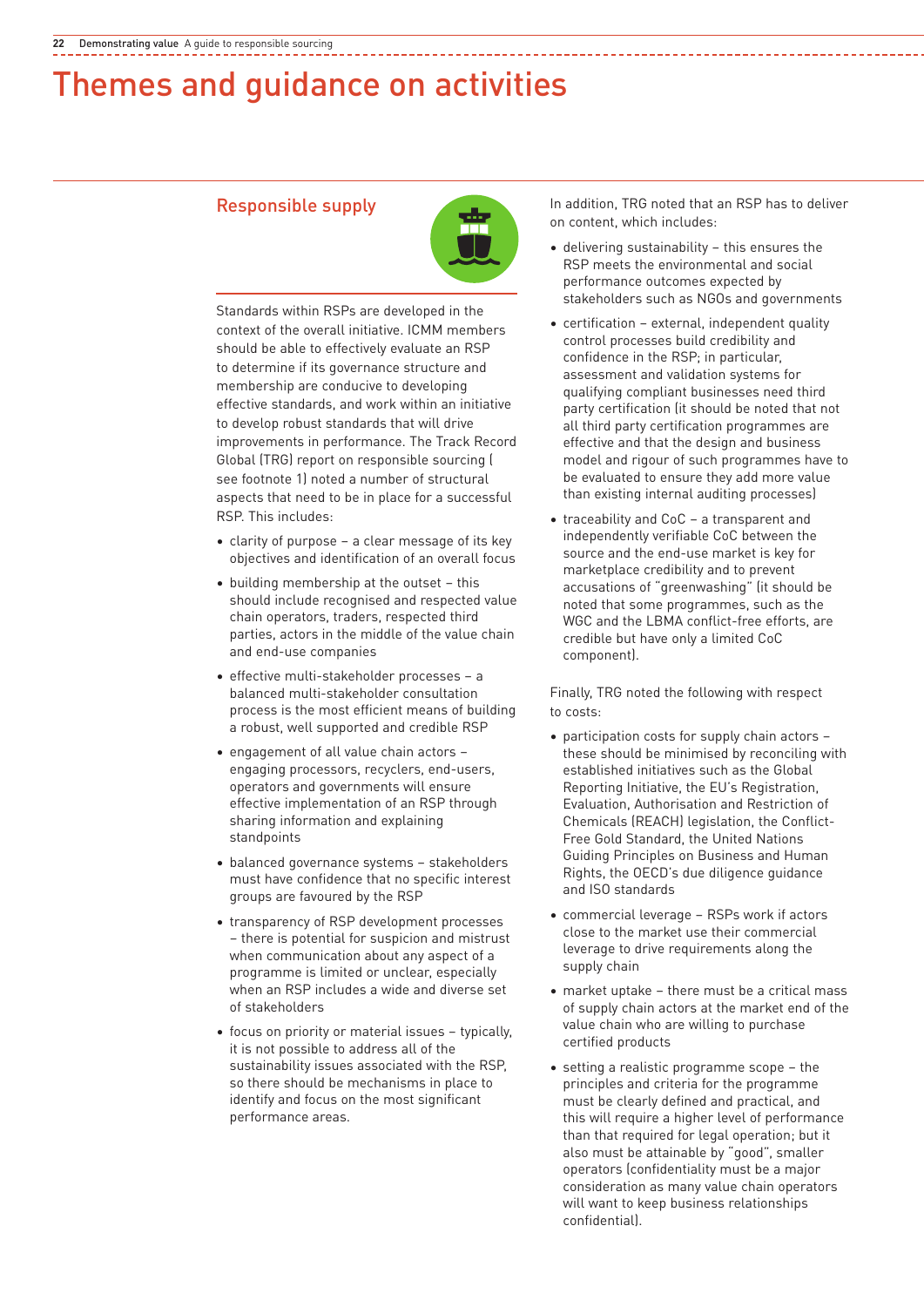# Themes and guidance on activities

## Responsible supply

Standards within RSPs are developed in the context of the overall initiative. ICMM members should be able to effectively evaluate an RSP to determine if its governance structure and membership are conducive to developing effective standards, and work within an initiative to develop robust standards that will drive improvements in performance. The Track Record Global (TRG) report on responsible sourcing ( see footnote 1) noted a number of structural aspects that need to be in place for a successful RSP. This includes:

- clarity of purpose – a clear message of its key objectives and identification of an overall focus
- building membership at the outset – this should include recognised and respected value chain operators, traders, respected third parties, actors in the middle of the value chain and end-use companies
- effective multi-stakeholder processes – a balanced multi-stakeholder consultation process is the most efficient means of building a robust, well supported and credible RSP
- engagement of all value chain actors – engaging processors, recyclers, end-users, operators and governments will ensure effective implementation of an RSP through sharing information and explaining standpoints
- balanced governance systems – stakeholders must have confidence that no specific interest groups are favoured by the RSP
- transparency of RSP development processes – there is potential for suspicion and mistrust when communication about any aspect of a programme is limited or unclear, especially when an RSP includes a wide and diverse set of stakeholders
- focus on priority or material issues – typically, it is not possible to address all of the sustainability issues associated with the RSP, so there should be mechanisms in place to identify and focus on the most significant performance areas.

In addition, TRG noted that an RSP has to deliver on content, which includes:

- delivering sustainability – this ensures the RSP meets the environmental and social performance outcomes expected by stakeholders such as NGOs and governments
- certification – external, independent quality control processes build credibility and confidence in the RSP; in particular, assessment and validation systems for qualifying compliant businesses need third party certification (it should be noted that not all third party certification programmes are effective and that the design and business model and rigour of such programmes have to be evaluated to ensure they add more value than existing internal auditing processes)
- traceability and CoC – a transparent and independently verifiable CoC between the source and the end-use market is key for marketplace credibility and to prevent accusations of "greenwashing" (it should be noted that some programmes, such as the WGC and the LBMA conflict-free efforts, are credible but have only a limited CoC component).

Finally, TRG noted the following with respect to costs:

- participation costs for supply chain actors – these should be minimised by reconciling with established initiatives such as the Global Reporting Initiative, the EU's Registration, Evaluation, Authorisation and Restriction of Chemicals (REACH) legislation, the Conflict-Free Gold Standard, the United Nations Guiding Principles on Business and Human Rights, the OECD's due diligence guidance and ISO standards
- commercial leverage – RSPs work if actors close to the market use their commercial leverage to drive requirements along the supply chain
- market uptake – there must be a critical mass of supply chain actors at the market end of the value chain who are willing to purchase certified products
- setting a realistic programme scope – the principles and criteria for the programme must be clearly defined and practical, and this will require a higher level of performance than that required for legal operation; but it also must be attainable by "good", smaller operators (confidentiality must be a major consideration as many value chain operators will want to keep business relationships confidential).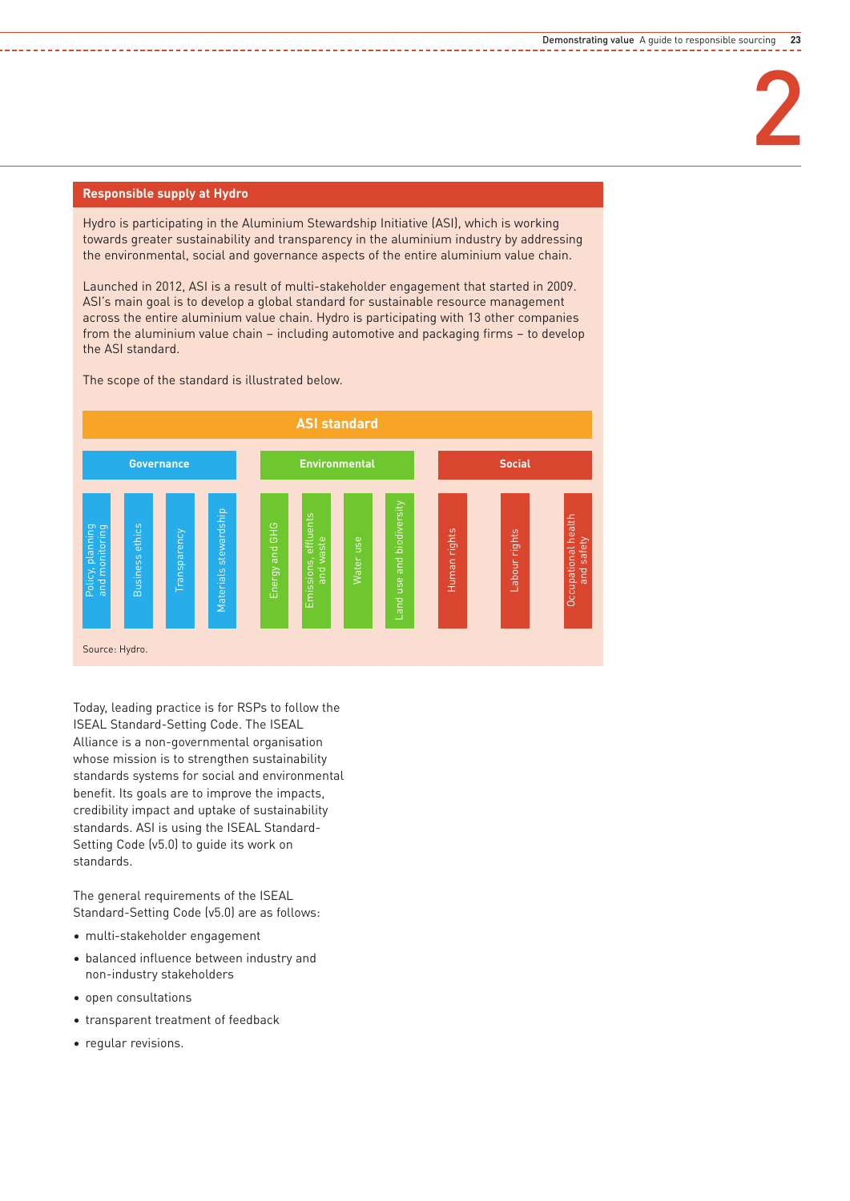### Responsible supply at Hydro

Hydro is participating in the Aluminium Stewardship Initiative (ASI), which is working towards greater sustainability and transparency in the aluminium industry by addressing the environmental, social and governance aspects of the entire aluminium value chain.

Launched in 2012, ASI is a result of multi-stakeholder engagement that started in 2009. ASI's main goal is to develop a global standard for sustainable resource management across the entire aluminium value chain. Hydro is participating with 13 other companies from the aluminium value chain – including automotive and packaging firms – to develop the ASI standard.

The scope of the standard is illustrated below.

**ASI standard**

| Governance | Environmental | Social |
|---|---|---|
| Policy, planning and monitoring | Energy and GHG | Human rights |
| Business ethics | Emissions, effluents and waste | Labour rights |
| Transparency | Water use | Occupational health and safety |
| Materials stewardship | Land use and biodiversity | |

Source: Hydro.

Today, leading practice is for RSPs to follow the ISEAL Standard-Setting Code. The ISEAL Alliance is a non-governmental organisation whose mission is to strengthen sustainability standards systems for social and environmental benefit. Its goals are to improve the impacts, credibility impact and uptake of sustainability standards. ASI is using the ISEAL Standard-Setting Code (v5.0) to guide its work on standards.

The general requirements of the ISEAL Standard-Setting Code (v5.0) are as follows:

- multi-stakeholder engagement
- balanced influence between industry and non-industry stakeholders
- open consultations
- transparent treatment of feedback
- regular revisions.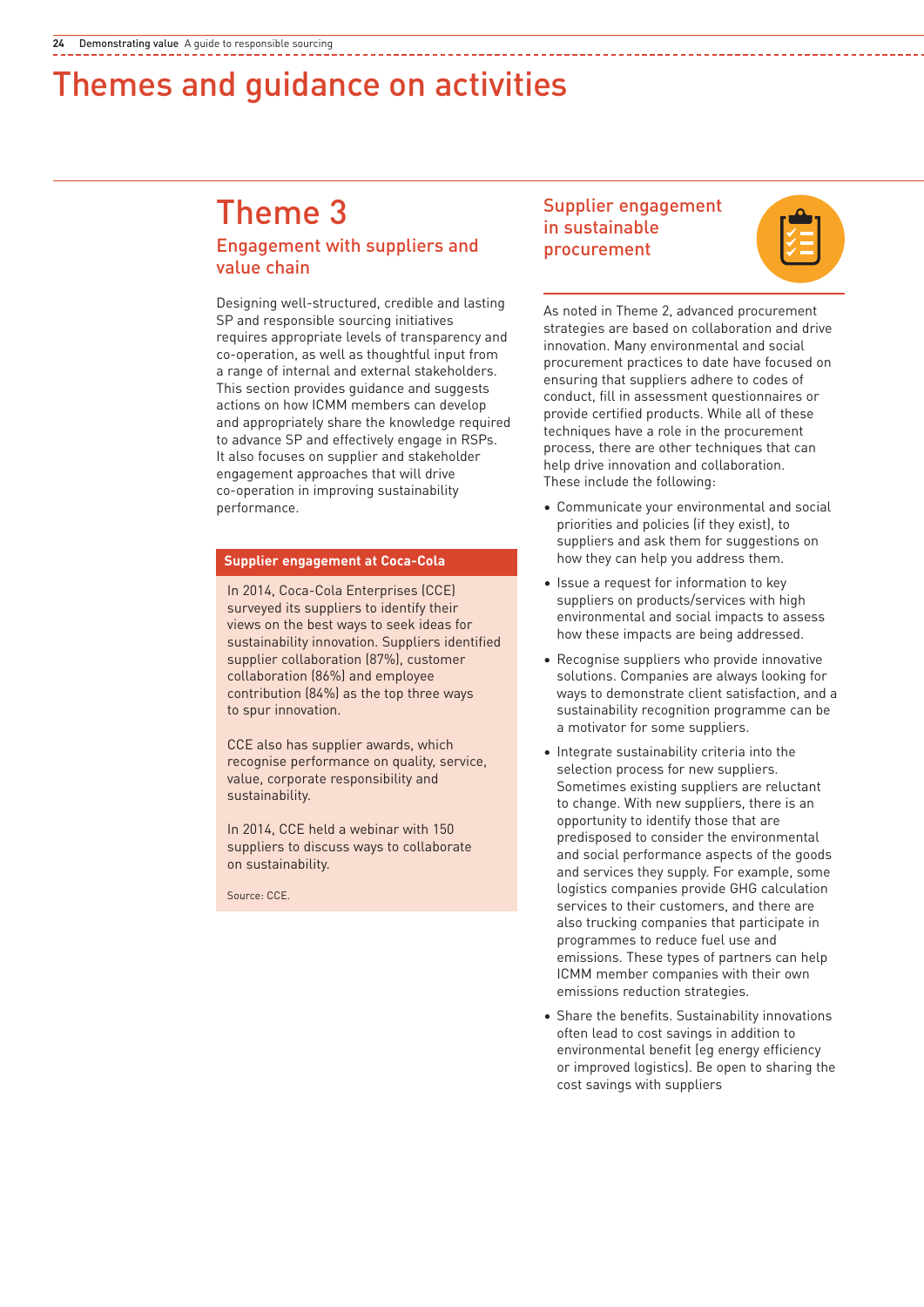# Themes and guidance on activities

## Theme 3

### Engagement with suppliers and value chain

Designing well-structured, credible and lasting SP and responsible sourcing initiatives requires appropriate levels of transparency and co-operation, as well as thoughtful input from a range of internal and external stakeholders. This section provides guidance and suggests actions on how ICMM members can develop and appropriately share the knowledge required to advance SP and effectively engage in RSPs. It also focuses on supplier and stakeholder engagement approaches that will drive co-operation in improving sustainability performance.

**Supplier engagement at Coca-Cola**

In 2014, Coca-Cola Enterprises (CCE) surveyed its suppliers to identify their views on the best ways to seek ideas for sustainability innovation. Suppliers identified supplier collaboration (87%), customer collaboration (86%) and employee contribution (84%) as the top three ways to spur innovation.

CCE also has supplier awards, which recognise performance on quality, service, value, corporate responsibility and sustainability.

In 2014, CCE held a webinar with 150 suppliers to discuss ways to collaborate on sustainability.

Source: CCE.

### Supplier engagement in sustainable procurement

As noted in Theme 2, advanced procurement strategies are based on collaboration and drive innovation. Many environmental and social procurement practices to date have focused on ensuring that suppliers adhere to codes of conduct, fill in assessment questionnaires or provide certified products. While all of these techniques have a role in the procurement process, there are other techniques that can help drive innovation and collaboration. These include the following:

- Communicate your environmental and social priorities and policies (if they exist), to suppliers and ask them for suggestions on how they can help you address them.
- Issue a request for information to key suppliers on products/services with high environmental and social impacts to assess how these impacts are being addressed.
- Recognise suppliers who provide innovative solutions. Companies are always looking for ways to demonstrate client satisfaction, and a sustainability recognition programme can be a motivator for some suppliers.
- Integrate sustainability criteria into the selection process for new suppliers. Sometimes existing suppliers are reluctant to change. With new suppliers, there is an opportunity to identify those that are predisposed to consider the environmental and social performance aspects of the goods and services they supply. For example, some logistics companies provide GHG calculation services to their customers, and there are also trucking companies that participate in programmes to reduce fuel use and emissions. These types of partners can help ICMM member companies with their own emissions reduction strategies.
- Share the benefits. Sustainability innovations often lead to cost savings in addition to environmental benefit (eg energy efficiency or improved logistics). Be open to sharing the cost savings with suppliers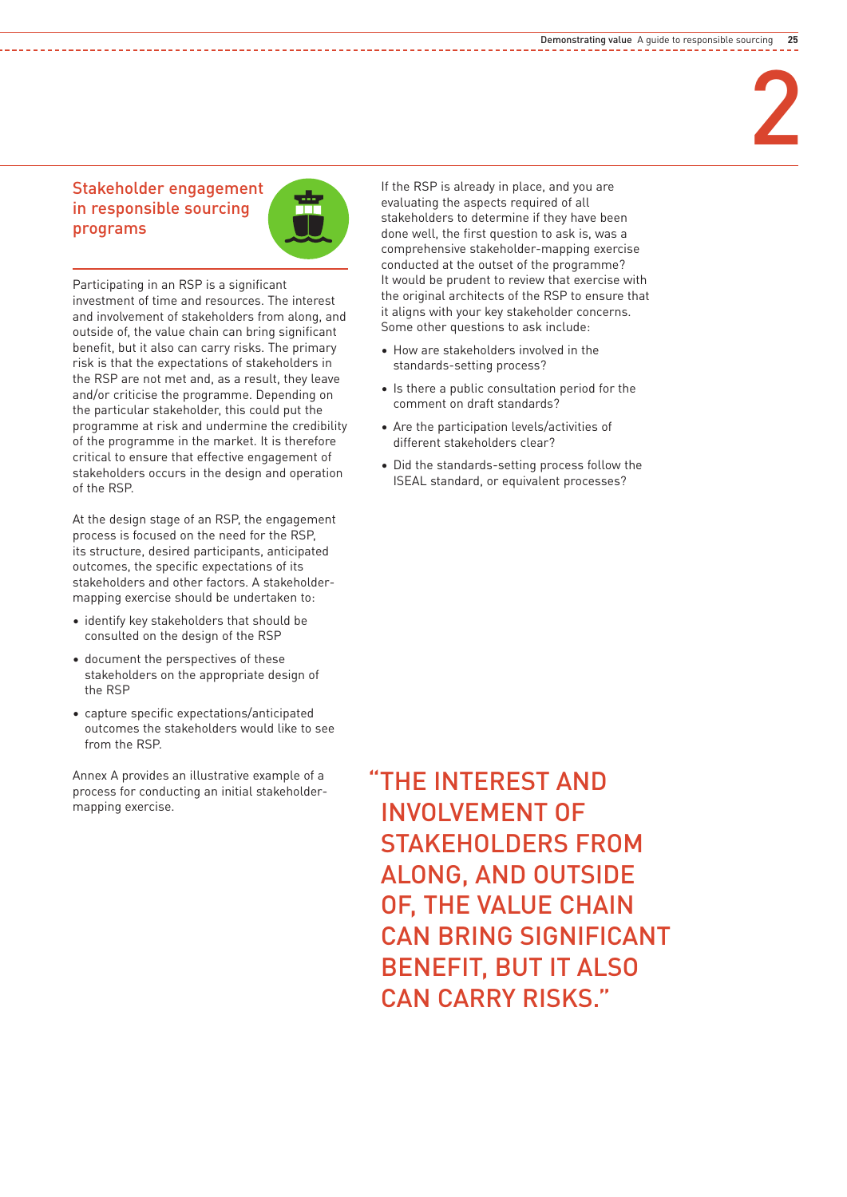## Stakeholder engagement in responsible sourcing programs

Participating in an RSP is a significant investment of time and resources. The interest and involvement of stakeholders from along, and outside of, the value chain can bring significant benefit, but it also can carry risks. The primary risk is that the expectations of stakeholders in the RSP are not met and, as a result, they leave and/or criticise the programme. Depending on the particular stakeholder, this could put the programme at risk and undermine the credibility of the programme in the market. It is therefore critical to ensure that effective engagement of stakeholders occurs in the design and operation of the RSP.

At the design stage of an RSP, the engagement process is focused on the need for the RSP, its structure, desired participants, anticipated outcomes, the specific expectations of its stakeholders and other factors. A stakeholder-mapping exercise should be undertaken to:

- identify key stakeholders that should be consulted on the design of the RSP
- document the perspectives of these stakeholders on the appropriate design of the RSP
- capture specific expectations/anticipated outcomes the stakeholders would like to see from the RSP.

Annex A provides an illustrative example of a process for conducting an initial stakeholder-mapping exercise.

If the RSP is already in place, and you are evaluating the aspects required of all stakeholders to determine if they have been done well, the first question to ask is, was a comprehensive stakeholder-mapping exercise conducted at the outset of the programme? It would be prudent to review that exercise with the original architects of the RSP to ensure that it aligns with your key stakeholder concerns. Some other questions to ask include:

- How are stakeholders involved in the standards-setting process?
- Is there a public consultation period for the comment on draft standards?
- Are the participation levels/activities of different stakeholders clear?
- Did the standards-setting process follow the ISEAL standard, or equivalent processes?

> "THE INTEREST AND INVOLVEMENT OF STAKEHOLDERS FROM ALONG, AND OUTSIDE OF, THE VALUE CHAIN CAN BRING SIGNIFICANT BENEFIT, BUT IT ALSO CAN CARRY RISKS."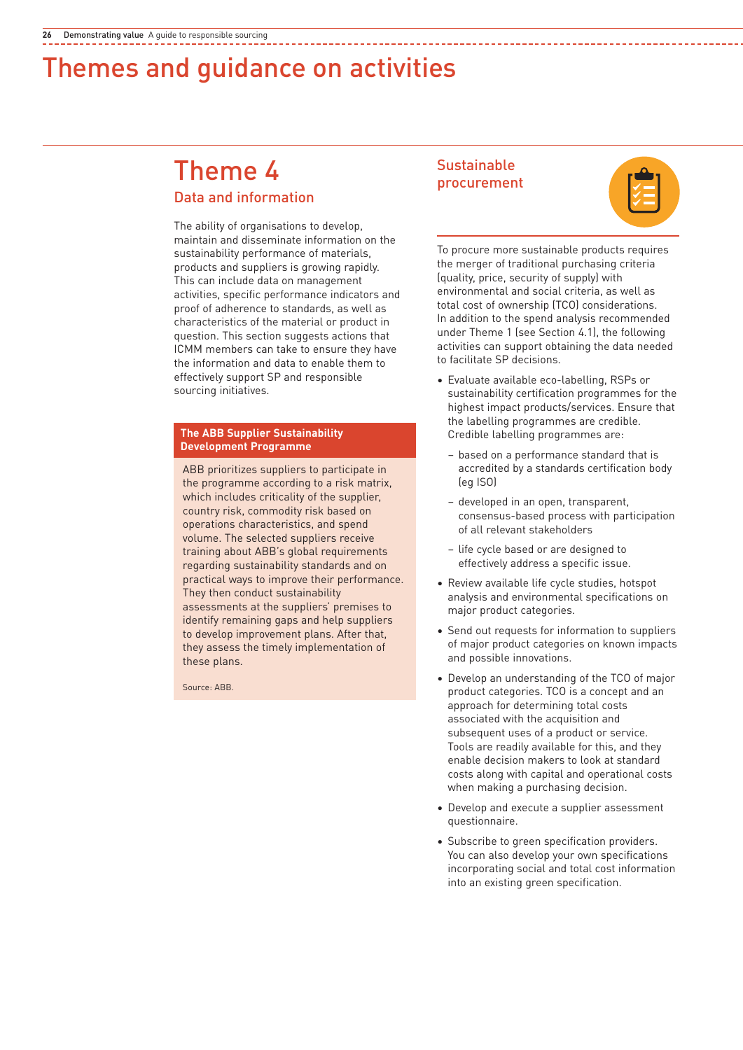# Themes and guidance on activities

## Theme 4

### Data and information

The ability of organisations to develop, maintain and disseminate information on the sustainability performance of materials, products and suppliers is growing rapidly. This can include data on management activities, specific performance indicators and proof of adherence to standards, as well as characteristics of the material or product in question. This section suggests actions that ICMM members can take to ensure they have the information and data to enable them to effectively support SP and responsible sourcing initiatives.

**The ABB Supplier Sustainability Development Programme**

ABB prioritizes suppliers to participate in the programme according to a risk matrix, which includes criticality of the supplier, country risk, commodity risk based on operations characteristics, and spend volume. The selected suppliers receive training about ABB's global requirements regarding sustainability standards and on practical ways to improve their performance. They then conduct sustainability assessments at the suppliers' premises to identify remaining gaps and help suppliers to develop improvement plans. After that, they assess the timely implementation of these plans.

Source: ABB.

### Sustainable procurement

To procure more sustainable products requires the merger of traditional purchasing criteria (quality, price, security of supply) with environmental and social criteria, as well as total cost of ownership (TCO) considerations. In addition to the spend analysis recommended under Theme 1 (see Section 4.1), the following activities can support obtaining the data needed to facilitate SP decisions.

- Evaluate available eco-labelling, RSPs or sustainability certification programmes for the highest impact products/services. Ensure that the labelling programmes are credible. Credible labelling programmes are:
  - based on a performance standard that is accredited by a standards certification body (eg ISO)
  - developed in an open, transparent, consensus-based process with participation of all relevant stakeholders
  - life cycle based or are designed to effectively address a specific issue.
- Review available life cycle studies, hotspot analysis and environmental specifications on major product categories.
- Send out requests for information to suppliers of major product categories on known impacts and possible innovations.
- Develop an understanding of the TCO of major product categories. TCO is a concept and an approach for determining total costs associated with the acquisition and subsequent uses of a product or service. Tools are readily available for this, and they enable decision makers to look at standard costs along with capital and operational costs when making a purchasing decision.
- Develop and execute a supplier assessment questionnaire.
- Subscribe to green specification providers. You can also develop your own specifications incorporating social and total cost information into an existing green specification.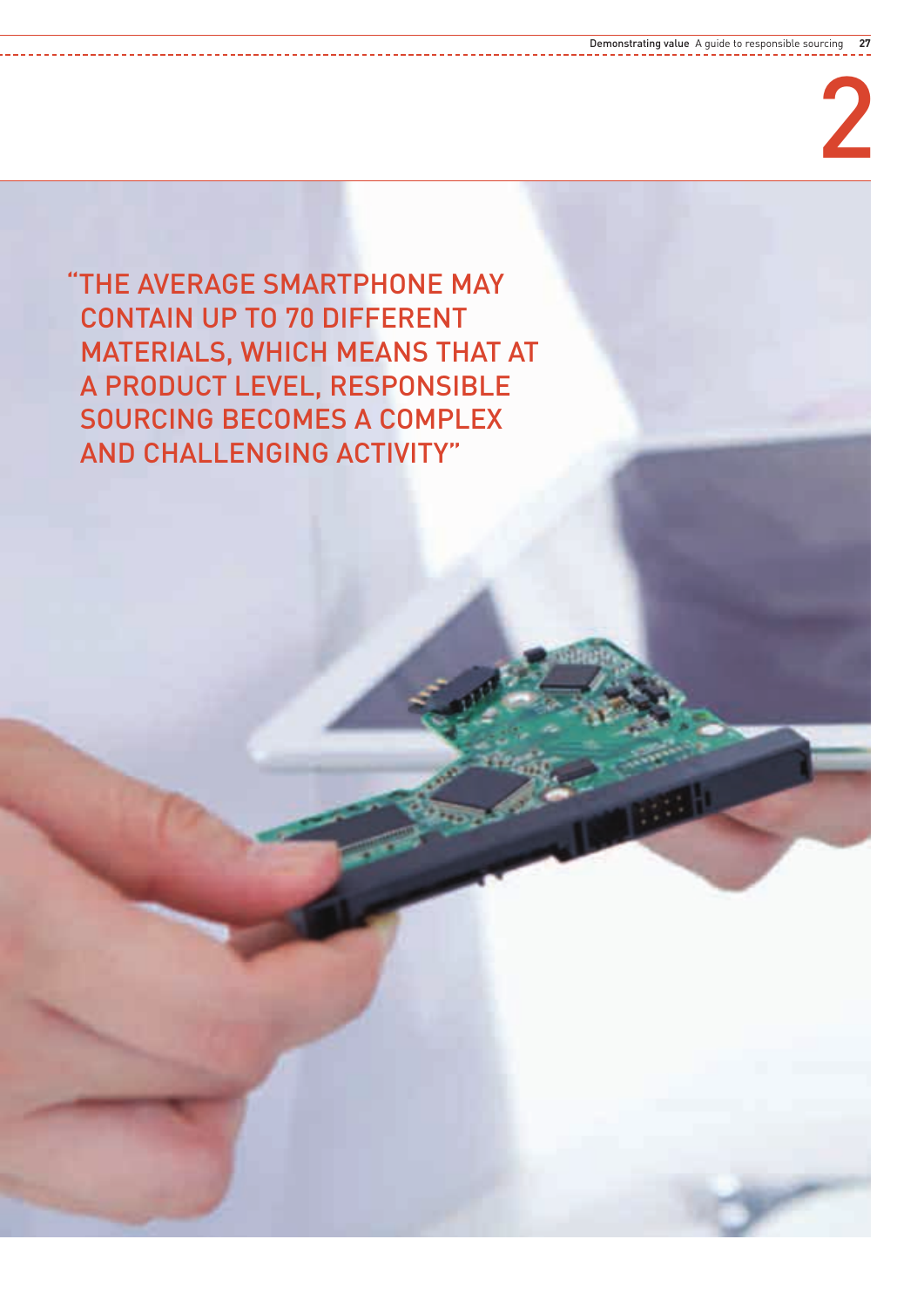# 2

"THE AVERAGE SMARTPHONE MAY CONTAIN UP TO 70 DIFFERENT MATERIALS, WHICH MEANS THAT AT A PRODUCT LEVEL, RESPONSIBLE SOURCING BECOMES A COMPLEX AND CHALLENGING ACTIVITY"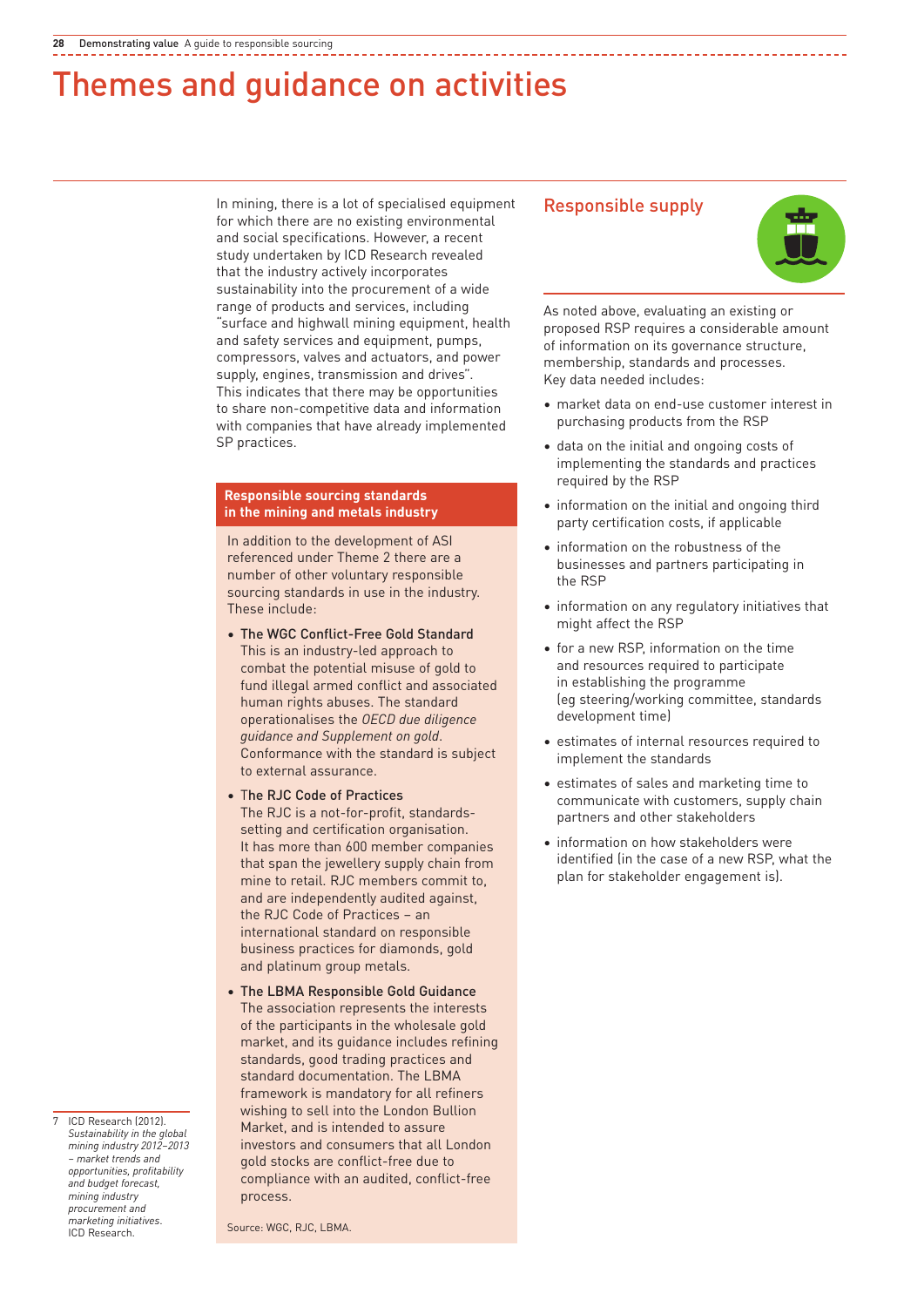# Themes and guidance on activities

In mining, there is a lot of specialised equipment for which there are no existing environmental and social specifications. However, a recent study undertaken by ICD Research revealed that the industry actively incorporates sustainability into the procurement of a wide range of products and services, including "surface and highwall mining equipment, health and safety services and equipment, pumps, compressors, valves and actuators, and power supply, engines, transmission and drives". This indicates that there may be opportunities to share non-competitive data and information with companies that have already implemented SP practices.

**Responsible sourcing standards in the mining and metals industry**

In addition to the development of ASI referenced under Theme 2 there are a number of other voluntary responsible sourcing standards in use in the industry. These include:

- The WGC Conflict-Free Gold Standard
  This is an industry-led approach to combat the potential misuse of gold to fund illegal armed conflict and associated human rights abuses. The standard operationalises the *OECD due diligence guidance and Supplement on gold*. Conformance with the standard is subject to external assurance.
- The RJC Code of Practices
  The RJC is a not-for-profit, standards-setting and certification organisation. It has more than 600 member companies that span the jewellery supply chain from mine to retail. RJC members commit to, and are independently audited against, the RJC Code of Practices – an international standard on responsible business practices for diamonds, gold and platinum group metals.
- The LBMA Responsible Gold Guidance
  The association represents the interests of the participants in the wholesale gold market, and its guidance includes refining standards, good trading practices and standard documentation. The LBMA framework is mandatory for all refiners wishing to sell into the London Bullion Market, and is intended to assure investors and consumers that all London gold stocks are conflict-free due to compliance with an audited, conflict-free process.

Source: WGC, RJC, LBMA.

## Responsible supply

As noted above, evaluating an existing or proposed RSP requires a considerable amount of information on its governance structure, membership, standards and processes. Key data needed includes:

- market data on end-use customer interest in purchasing products from the RSP
- data on the initial and ongoing costs of implementing the standards and practices required by the RSP
- information on the initial and ongoing third party certification costs, if applicable
- information on the robustness of the businesses and partners participating in the RSP
- information on any regulatory initiatives that might affect the RSP
- for a new RSP, information on the time and resources required to participate in establishing the programme (eg steering/working committee, standards development time)
- estimates of internal resources required to implement the standards
- estimates of sales and marketing time to communicate with customers, supply chain partners and other stakeholders
- information on how stakeholders were identified (in the case of a new RSP, what the plan for stakeholder engagement is).

7 ICD Research (2012). *Sustainability in the global mining industry 2012–2013 – market trends and opportunities, profitability and budget forecast, mining industry procurement and marketing initiatives*. ICD Research.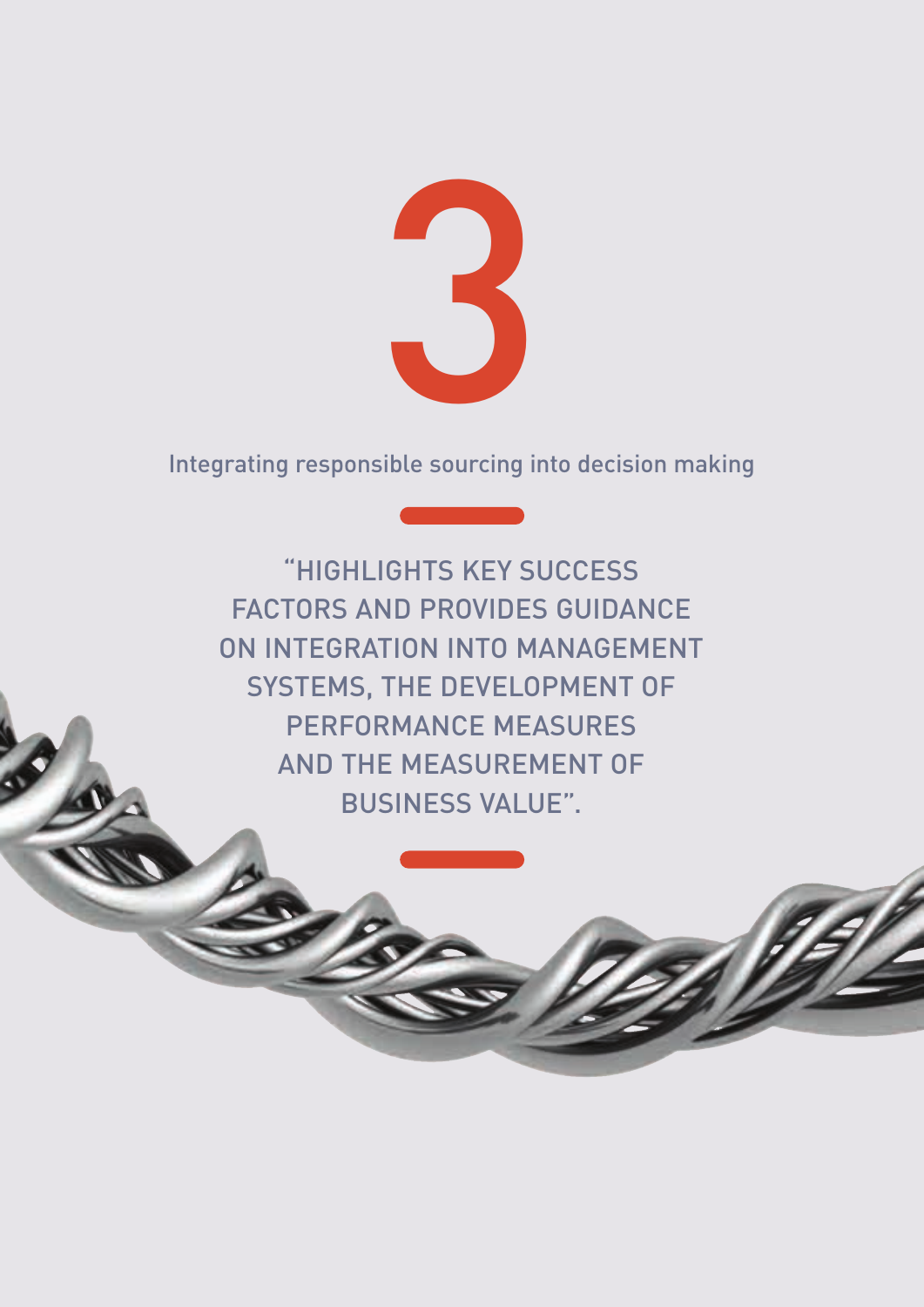# 3

## Integrating responsible sourcing into decision making

"HIGHLIGHTS KEY SUCCESS FACTORS AND PROVIDES GUIDANCE ON INTEGRATION INTO MANAGEMENT SYSTEMS, THE DEVELOPMENT OF PERFORMANCE MEASURES AND THE MEASUREMENT OF BUSINESS VALUE".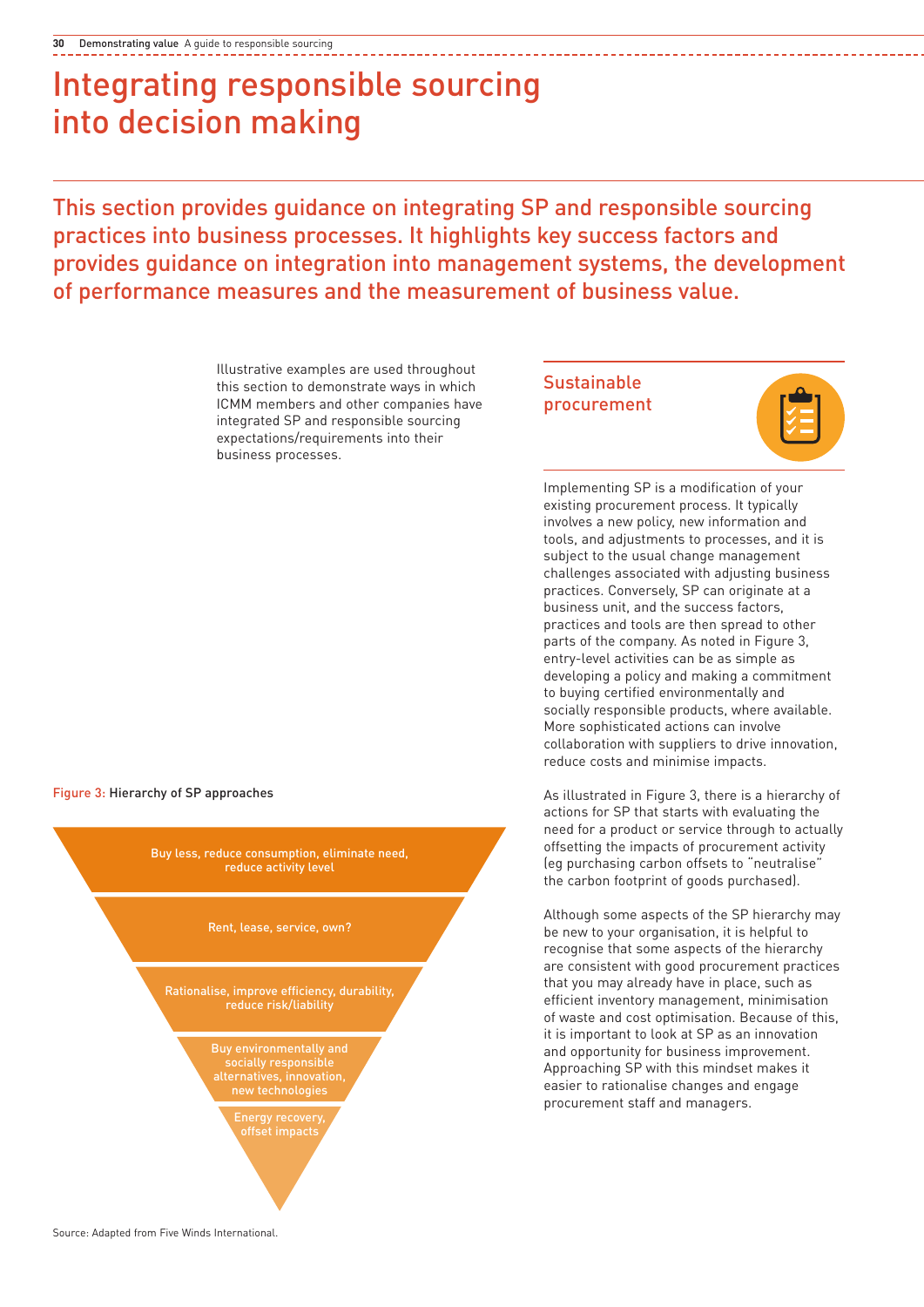# Integrating responsible sourcing into decision making

This section provides guidance on integrating SP and responsible sourcing practices into business processes. It highlights key success factors and provides guidance on integration into management systems, the development of performance measures and the measurement of business value.

Illustrative examples are used throughout this section to demonstrate ways in which ICMM members and other companies have integrated SP and responsible sourcing expectations/requirements into their business processes.

Figure 3: Hierarchy of SP approaches

- Buy less, reduce consumption, eliminate need, reduce activity level
- Rent, lease, service, own?
- Rationalise, improve efficiency, durability, reduce risk/liability
- Buy environmentally and socially responsible alternatives, innovation, new technologies
- Energy recovery, offset impacts

Source: Adapted from Five Winds International.

## Sustainable procurement

Implementing SP is a modification of your existing procurement process. It typically involves a new policy, new information and tools, and adjustments to processes, and it is subject to the usual change management challenges associated with adjusting business practices. Conversely, SP can originate at a business unit, and the success factors, practices and tools are then spread to other parts of the company. As noted in Figure 3, entry-level activities can be as simple as developing a policy and making a commitment to buying certified environmentally and socially responsible products, where available. More sophisticated actions can involve collaboration with suppliers to drive innovation, reduce costs and minimise impacts.

As illustrated in Figure 3, there is a hierarchy of actions for SP that starts with evaluating the need for a product or service through to actually offsetting the impacts of procurement activity (eg purchasing carbon offsets to "neutralise" the carbon footprint of goods purchased).

Although some aspects of the SP hierarchy may be new to your organisation, it is helpful to recognise that some aspects of the hierarchy are consistent with good procurement practices that you may already have in place, such as efficient inventory management, minimisation of waste and cost optimisation. Because of this, it is important to look at SP as an innovation and opportunity for business improvement. Approaching SP with this mindset makes it easier to rationalise changes and engage procurement staff and managers.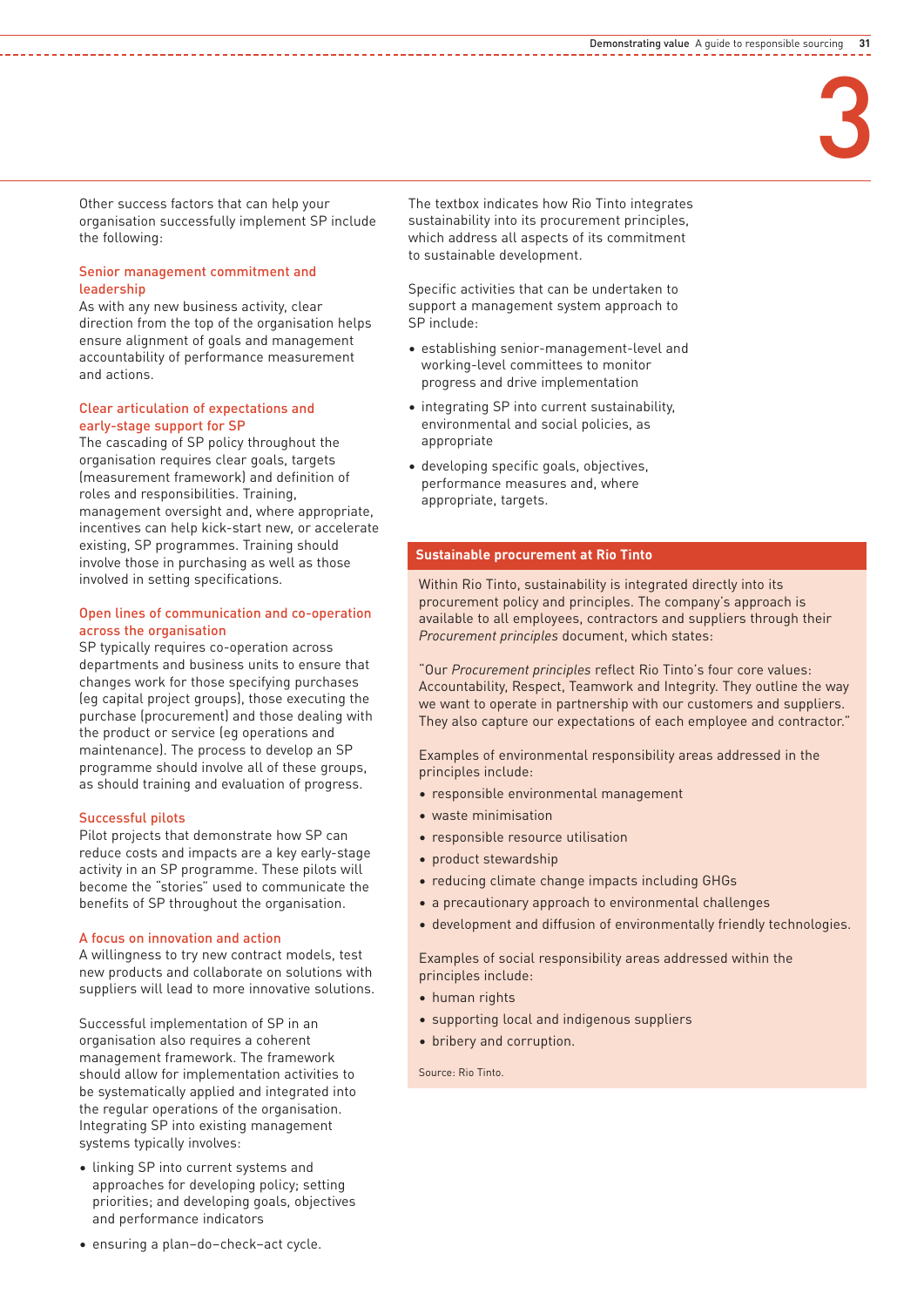Other success factors that can help your organisation successfully implement SP include the following:

### Senior management commitment and leadership

As with any new business activity, clear direction from the top of the organisation helps ensure alignment of goals and management accountability of performance measurement and actions.

### Clear articulation of expectations and early-stage support for SP

The cascading of SP policy throughout the organisation requires clear goals, targets (measurement framework) and definition of roles and responsibilities. Training, management oversight and, where appropriate, incentives can help kick-start new, or accelerate existing, SP programmes. Training should involve those in purchasing as well as those involved in setting specifications.

### Open lines of communication and co-operation across the organisation

SP typically requires co-operation across departments and business units to ensure that changes work for those specifying purchases (eg capital project groups), those executing the purchase (procurement) and those dealing with the product or service (eg operations and maintenance). The process to develop an SP programme should involve all of these groups, as should training and evaluation of progress.

### Successful pilots

Pilot projects that demonstrate how SP can reduce costs and impacts are a key early-stage activity in an SP programme. These pilots will become the "stories" used to communicate the benefits of SP throughout the organisation.

### A focus on innovation and action

A willingness to try new contract models, test new products and collaborate on solutions with suppliers will lead to more innovative solutions.

Successful implementation of SP in an organisation also requires a coherent management framework. The framework should allow for implementation activities to be systematically applied and integrated into the regular operations of the organisation. Integrating SP into existing management systems typically involves:

- linking SP into current systems and approaches for developing policy; setting priorities; and developing goals, objectives and performance indicators
- ensuring a plan–do–check–act cycle.

The textbox indicates how Rio Tinto integrates sustainability into its procurement principles, which address all aspects of its commitment to sustainable development.

Specific activities that can be undertaken to support a management system approach to SP include:

- establishing senior-management-level and working-level committees to monitor progress and drive implementation
- integrating SP into current sustainability, environmental and social policies, as appropriate
- developing specific goals, objectives, performance measures and, where appropriate, targets.

#### Sustainable procurement at Rio Tinto

Within Rio Tinto, sustainability is integrated directly into its procurement policy and principles. The company's approach is available to all employees, contractors and suppliers through their *Procurement principles* document, which states:

"Our *Procurement principles* reflect Rio Tinto's four core values: Accountability, Respect, Teamwork and Integrity. They outline the way we want to operate in partnership with our customers and suppliers. They also capture our expectations of each employee and contractor."

Examples of environmental responsibility areas addressed in the principles include:

- responsible environmental management
- waste minimisation
- responsible resource utilisation
- product stewardship
- reducing climate change impacts including GHGs
- a precautionary approach to environmental challenges
- development and diffusion of environmentally friendly technologies.

Examples of social responsibility areas addressed within the principles include:

- human rights
- supporting local and indigenous suppliers
- bribery and corruption.

Source: Rio Tinto.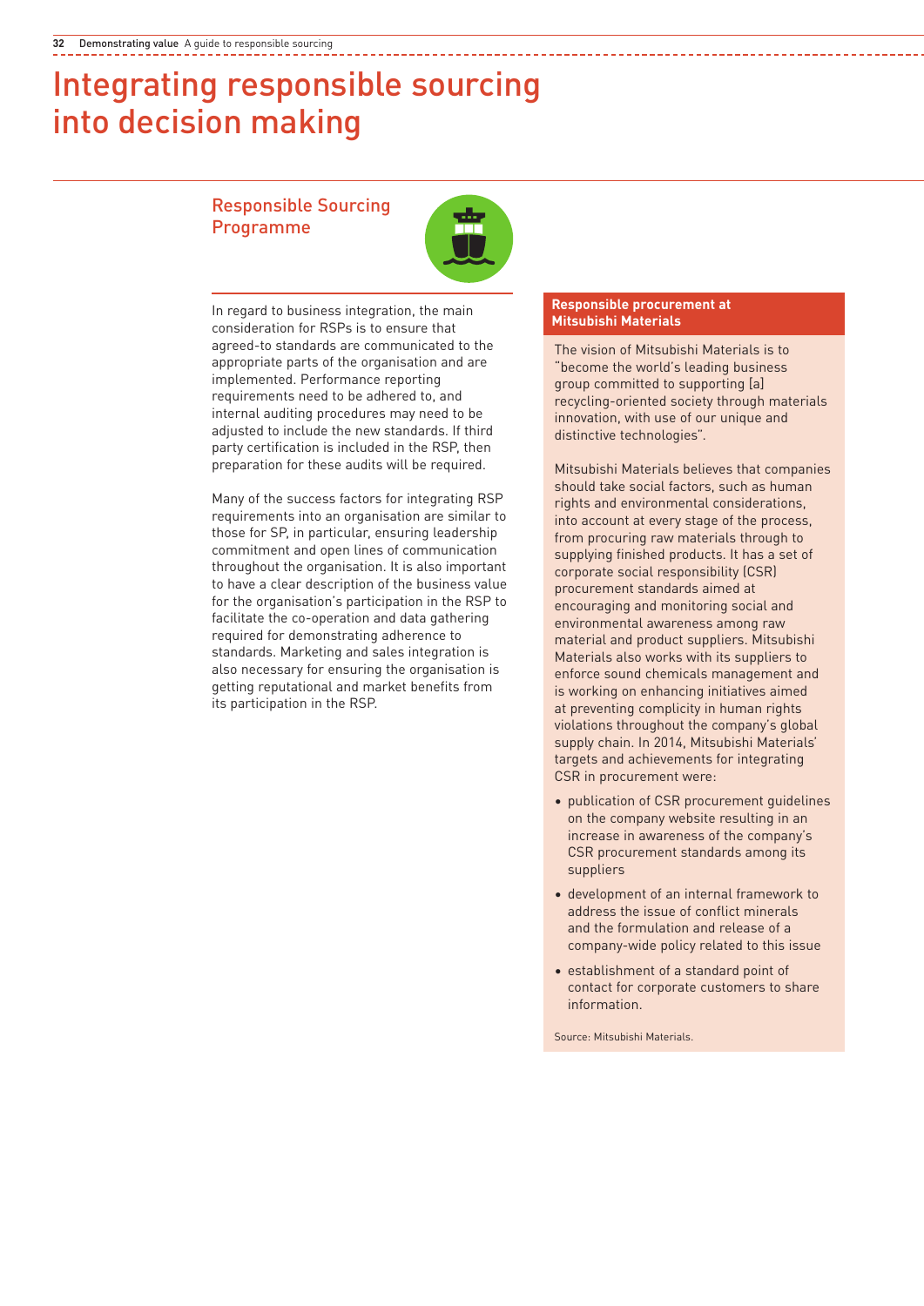# Integrating responsible sourcing into decision making

## Responsible Sourcing Programme

In regard to business integration, the main consideration for RSPs is to ensure that agreed-to standards are communicated to the appropriate parts of the organisation and are implemented. Performance reporting requirements need to be adhered to, and internal auditing procedures may need to be adjusted to include the new standards. If third party certification is included in the RSP, then preparation for these audits will be required.

Many of the success factors for integrating RSP requirements into an organisation are similar to those for SP, in particular, ensuring leadership commitment and open lines of communication throughout the organisation. It is also important to have a clear description of the business value for the organisation's participation in the RSP to facilitate the co-operation and data gathering required for demonstrating adherence to standards. Marketing and sales integration is also necessary for ensuring the organisation is getting reputational and market benefits from its participation in the RSP.

### Responsible procurement at Mitsubishi Materials

The vision of Mitsubishi Materials is to "become the world's leading business group committed to supporting [a] recycling-oriented society through materials innovation, with use of our unique and distinctive technologies".

Mitsubishi Materials believes that companies should take social factors, such as human rights and environmental considerations, into account at every stage of the process, from procuring raw materials through to supplying finished products. It has a set of corporate social responsibility (CSR) procurement standards aimed at encouraging and monitoring social and environmental awareness among raw material and product suppliers. Mitsubishi Materials also works with its suppliers to enforce sound chemicals management and is working on enhancing initiatives aimed at preventing complicity in human rights violations throughout the company's global supply chain. In 2014, Mitsubishi Materials' targets and achievements for integrating CSR in procurement were:

- publication of CSR procurement guidelines on the company website resulting in an increase in awareness of the company's CSR procurement standards among its suppliers
- development of an internal framework to address the issue of conflict minerals and the formulation and release of a company-wide policy related to this issue
- establishment of a standard point of contact for corporate customers to share information.

Source: Mitsubishi Materials.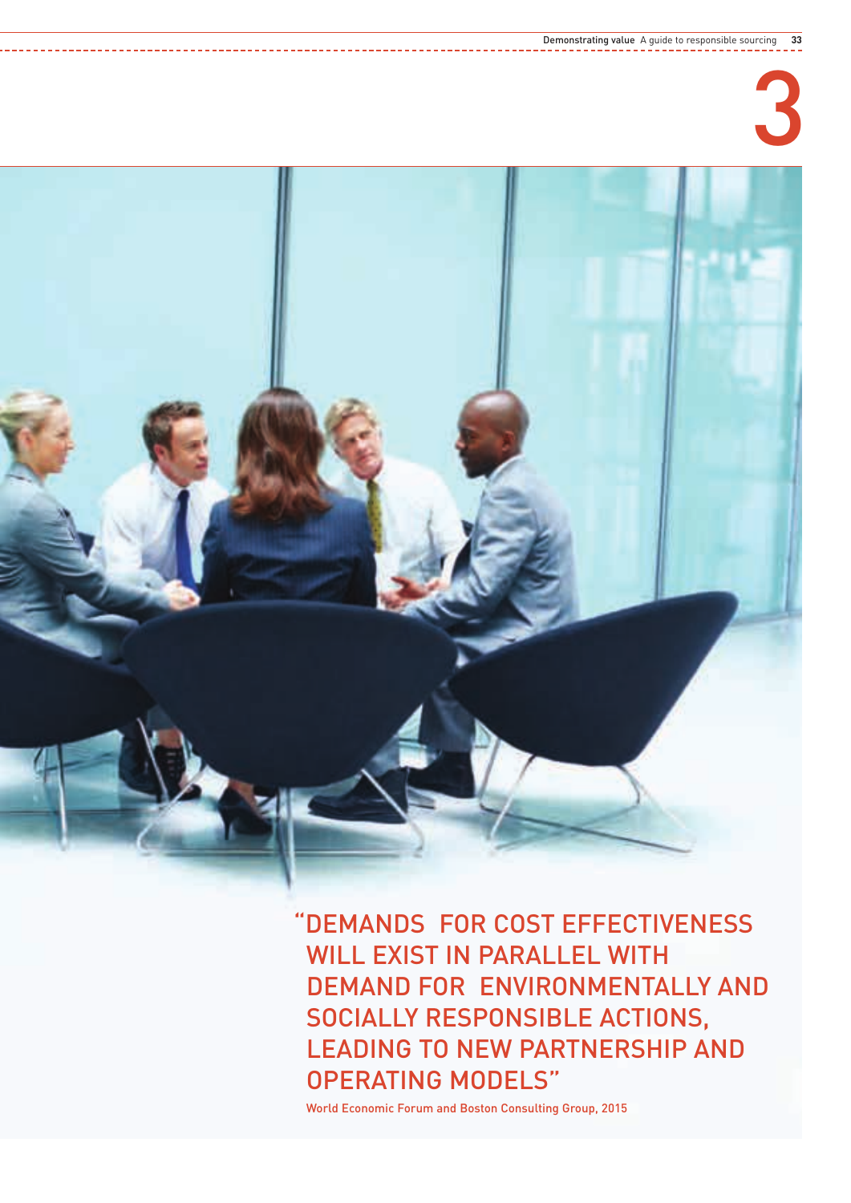# 3

"DEMANDS FOR COST EFFECTIVENESS WILL EXIST IN PARALLEL WITH DEMAND FOR ENVIRONMENTALLY AND SOCIALLY RESPONSIBLE ACTIONS, LEADING TO NEW PARTNERSHIP AND OPERATING MODELS"

World Economic Forum and Boston Consulting Group, 2015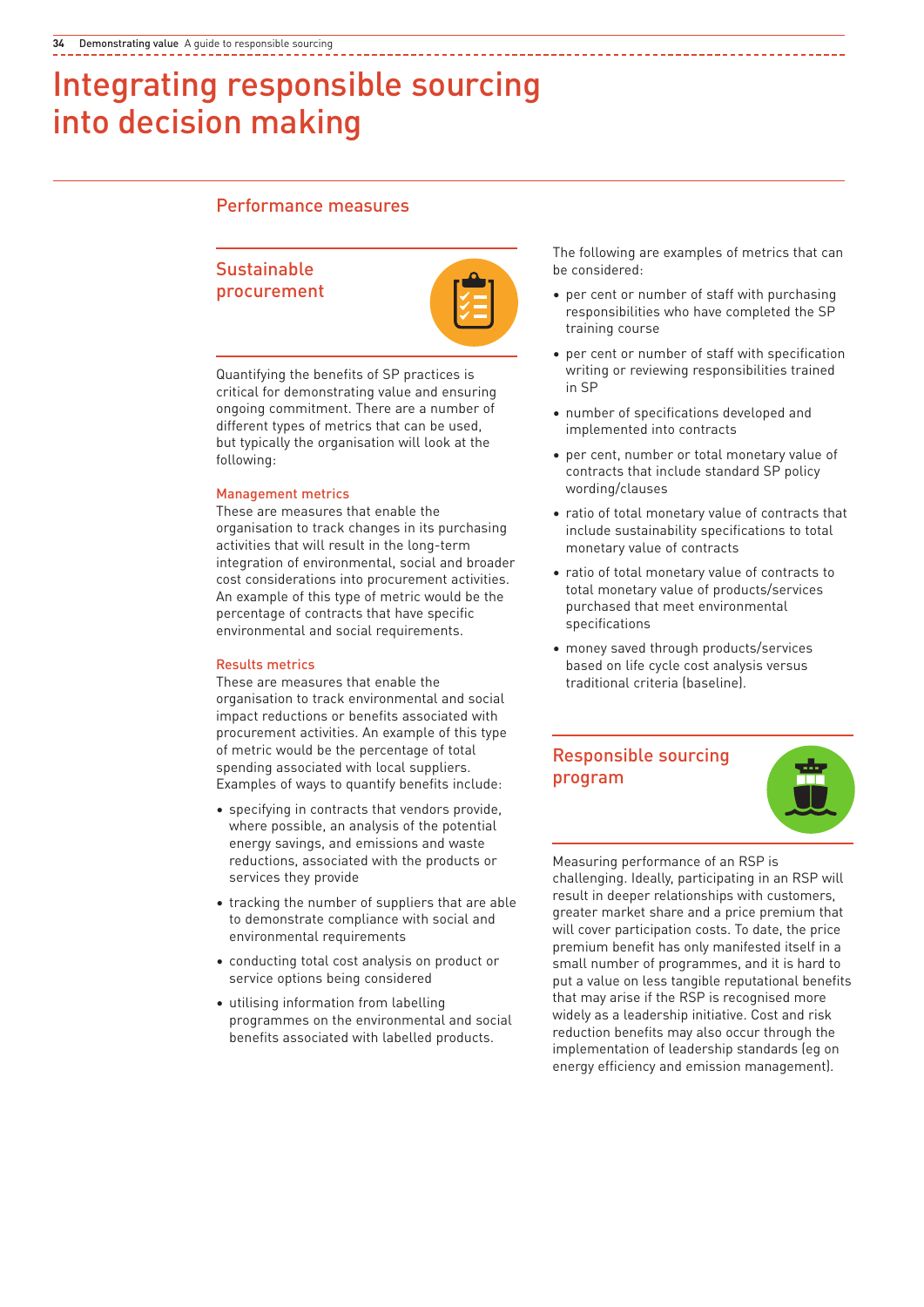# Integrating responsible sourcing into decision making

## Performance measures

### Sustainable procurement

Quantifying the benefits of SP practices is critical for demonstrating value and ensuring ongoing commitment. There are a number of different types of metrics that can be used, but typically the organisation will look at the following:

#### Management metrics

These are measures that enable the organisation to track changes in its purchasing activities that will result in the long-term integration of environmental, social and broader cost considerations into procurement activities. An example of this type of metric would be the percentage of contracts that have specific environmental and social requirements.

#### Results metrics

These are measures that enable the organisation to track environmental and social impact reductions or benefits associated with procurement activities. An example of this type of metric would be the percentage of total spending associated with local suppliers. Examples of ways to quantify benefits include:

- specifying in contracts that vendors provide, where possible, an analysis of the potential energy savings, and emissions and waste reductions, associated with the products or services they provide
- tracking the number of suppliers that are able to demonstrate compliance with social and environmental requirements
- conducting total cost analysis on product or service options being considered
- utilising information from labelling programmes on the environmental and social benefits associated with labelled products.

The following are examples of metrics that can be considered:

- per cent or number of staff with purchasing responsibilities who have completed the SP training course
- per cent or number of staff with specification writing or reviewing responsibilities trained in SP
- number of specifications developed and implemented into contracts
- per cent, number or total monetary value of contracts that include standard SP policy wording/clauses
- ratio of total monetary value of contracts that include sustainability specifications to total monetary value of contracts
- ratio of total monetary value of contracts to total monetary value of products/services purchased that meet environmental specifications
- money saved through products/services based on life cycle cost analysis versus traditional criteria (baseline).

### Responsible sourcing program

Measuring performance of an RSP is challenging. Ideally, participating in an RSP will result in deeper relationships with customers, greater market share and a price premium that will cover participation costs. To date, the price premium benefit has only manifested itself in a small number of programmes, and it is hard to put a value on less tangible reputational benefits that may arise if the RSP is recognised more widely as a leadership initiative. Cost and risk reduction benefits may also occur through the implementation of leadership standards (eg on energy efficiency and emission management).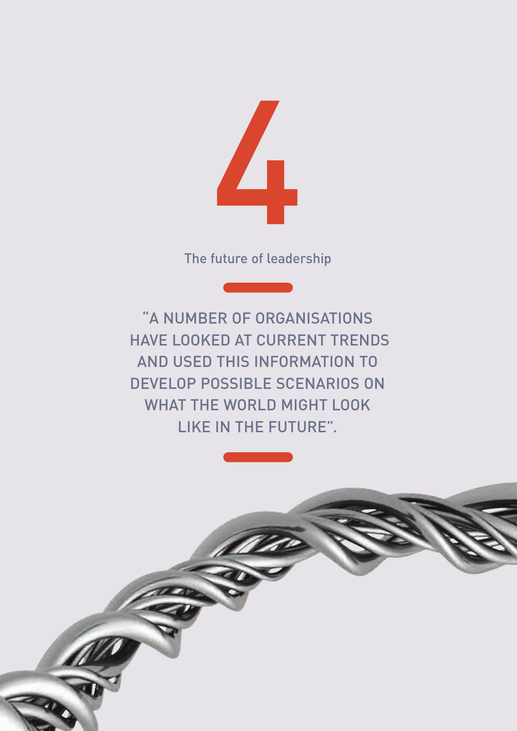# 4

## The future of leadership

"A NUMBER OF ORGANISATIONS HAVE LOOKED AT CURRENT TRENDS AND USED THIS INFORMATION TO DEVELOP POSSIBLE SCENARIOS ON WHAT THE WORLD MIGHT LOOK LIKE IN THE FUTURE".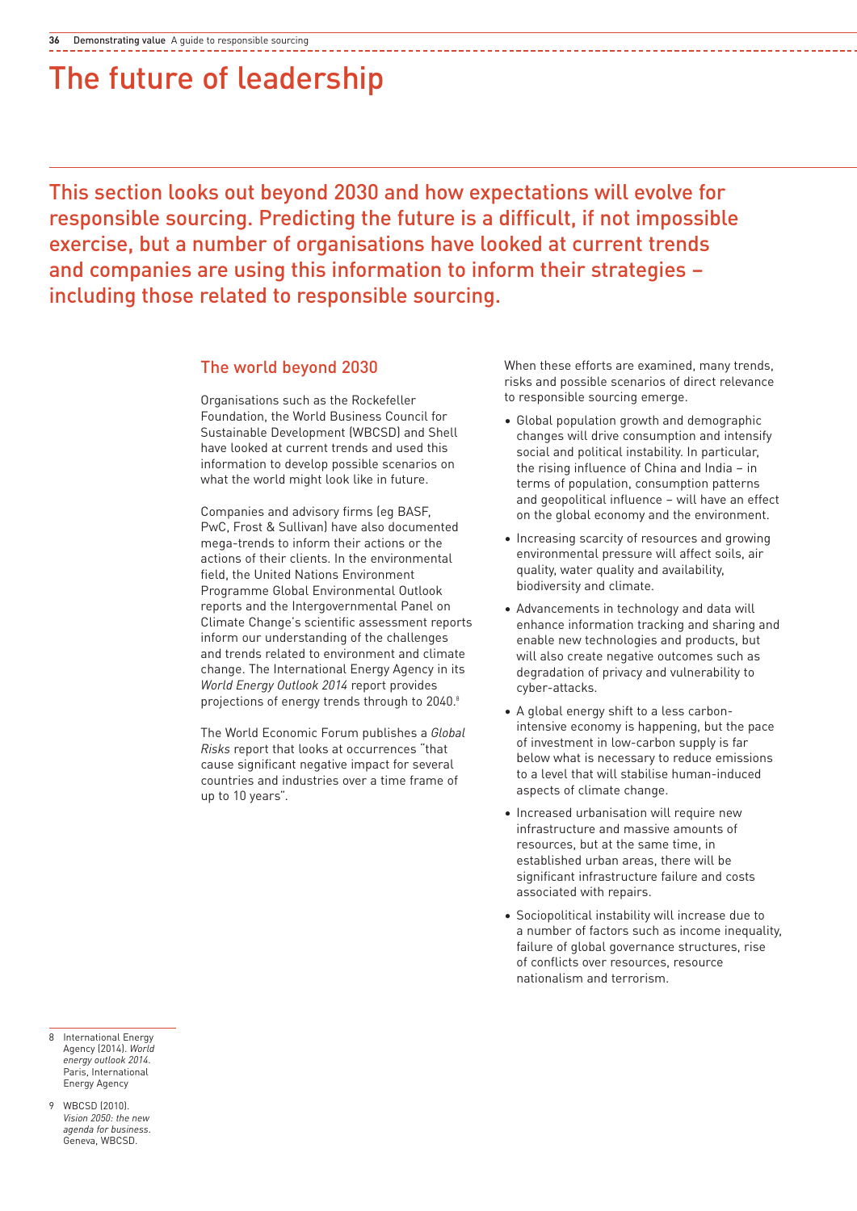# The future of leadership

This section looks out beyond 2030 and how expectations will evolve for responsible sourcing. Predicting the future is a difficult, if not impossible exercise, but a number of organisations have looked at current trends and companies are using this information to inform their strategies – including those related to responsible sourcing.

## The world beyond 2030

Organisations such as the Rockefeller Foundation, the World Business Council for Sustainable Development (WBCSD) and Shell have looked at current trends and used this information to develop possible scenarios on what the world might look like in future.

Companies and advisory firms (eg BASF, PwC, Frost & Sullivan) have also documented mega-trends to inform their actions or the actions of their clients. In the environmental field, the United Nations Environment Programme Global Environmental Outlook reports and the Intergovernmental Panel on Climate Change's scientific assessment reports inform our understanding of the challenges and trends related to environment and climate change. The International Energy Agency in its *World Energy Outlook 2014* report provides projections of energy trends through to 2040.[8]

The World Economic Forum publishes a *Global Risks* report that looks at occurrences "that cause significant negative impact for several countries and industries over a time frame of up to 10 years".

When these efforts are examined, many trends, risks and possible scenarios of direct relevance to responsible sourcing emerge.

- Global population growth and demographic changes will drive consumption and intensify social and political instability. In particular, the rising influence of China and India – in terms of population, consumption patterns and geopolitical influence – will have an effect on the global economy and the environment.
- Increasing scarcity of resources and growing environmental pressure will affect soils, air quality, water quality and availability, biodiversity and climate.
- Advancements in technology and data will enhance information tracking and sharing and enable new technologies and products, but will also create negative outcomes such as degradation of privacy and vulnerability to cyber-attacks.
- A global energy shift to a less carbon-intensive economy is happening, but the pace of investment in low-carbon supply is far below what is necessary to reduce emissions to a level that will stabilise human-induced aspects of climate change.
- Increased urbanisation will require new infrastructure and massive amounts of resources, but at the same time, in established urban areas, there will be significant infrastructure failure and costs associated with repairs.
- Sociopolitical instability will increase due to a number of factors such as income inequality, failure of global governance structures, rise of conflicts over resources, resource nationalism and terrorism.

---

8 International Energy Agency (2014). *World energy outlook 2014*. Paris, International Energy Agency

9 WBCSD (2010). *Vision 2050: the new agenda for business*. Geneva, WBCSD.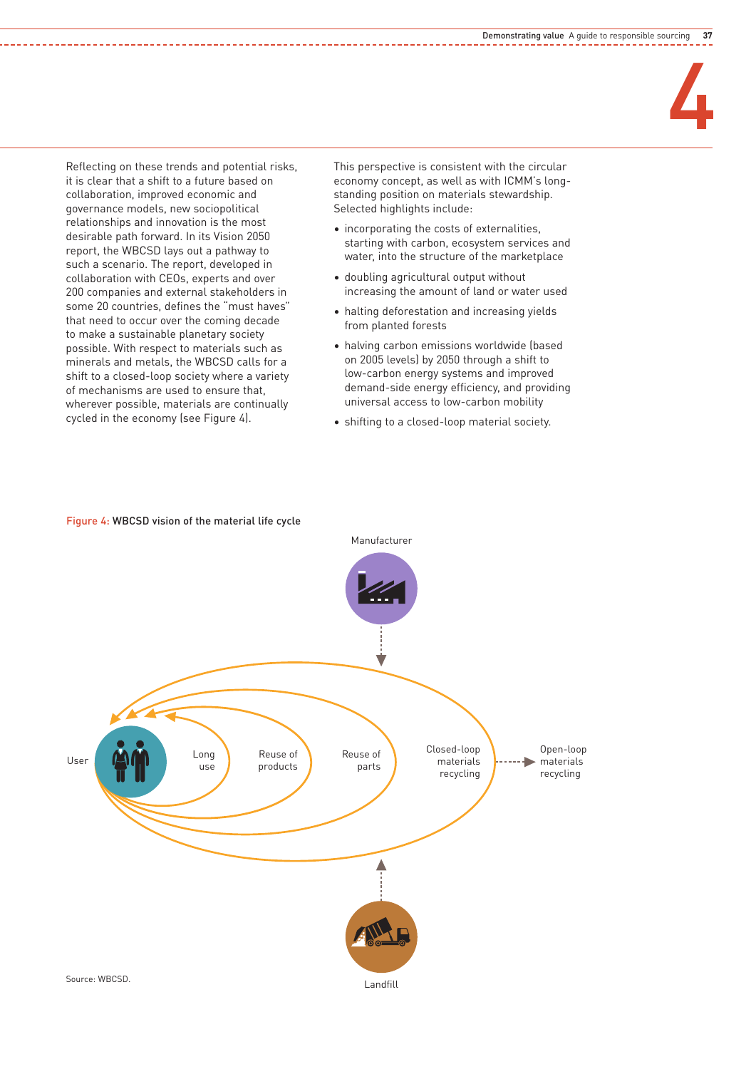Reflecting on these trends and potential risks, it is clear that a shift to a future based on collaboration, improved economic and governance models, new sociopolitical relationships and innovation is the most desirable path forward. In its Vision 2050 report, the WBCSD lays out a pathway to such a scenario. The report, developed in collaboration with CEOs, experts and over 200 companies and external stakeholders in some 20 countries, defines the "must haves" that need to occur over the coming decade to make a sustainable planetary society possible. With respect to materials such as minerals and metals, the WBCSD calls for a shift to a closed-loop society where a variety of mechanisms are used to ensure that, wherever possible, materials are continually cycled in the economy (see Figure 4).

This perspective is consistent with the circular economy concept, as well as with ICMM's long-standing position on materials stewardship. Selected highlights include:

- incorporating the costs of externalities, starting with carbon, ecosystem services and water, into the structure of the marketplace
- doubling agricultural output without increasing the amount of land or water used
- halting deforestation and increasing yields from planted forests
- halving carbon emissions worldwide (based on 2005 levels) by 2050 through a shift to low-carbon energy systems and improved demand-side energy efficiency, and providing universal access to low-carbon mobility
- shifting to a closed-loop material society.

Figure 4: WBCSD vision of the material life cycle

Manufacturer

User — Long use — Reuse of products — Reuse of parts — Closed-loop materials recycling → Open-loop materials recycling

Landfill

Source: WBCSD.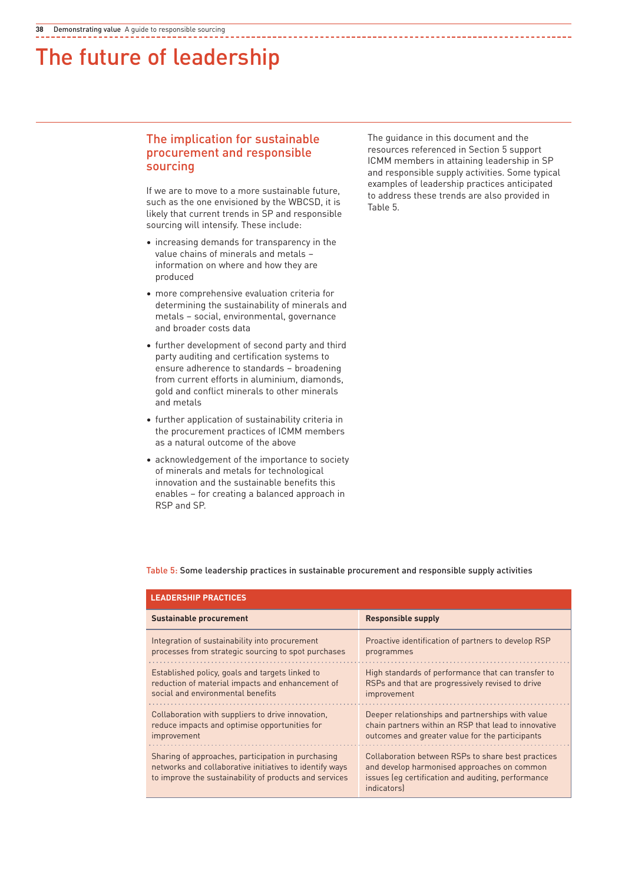# The future of leadership

## The implication for sustainable procurement and responsible sourcing

If we are to move to a more sustainable future, such as the one envisioned by the WBCSD, it is likely that current trends in SP and responsible sourcing will intensify. These include:

- increasing demands for transparency in the value chains of minerals and metals – information on where and how they are produced
- more comprehensive evaluation criteria for determining the sustainability of minerals and metals – social, environmental, governance and broader costs data
- further development of second party and third party auditing and certification systems to ensure adherence to standards – broadening from current efforts in aluminium, diamonds, gold and conflict minerals to other minerals and metals
- further application of sustainability criteria in the procurement practices of ICMM members as a natural outcome of the above
- acknowledgement of the importance to society of minerals and metals for technological innovation and the sustainable benefits this enables – for creating a balanced approach in RSP and SP.

The guidance in this document and the resources referenced in Section 5 support ICMM members in attaining leadership in SP and responsible supply activities. Some typical examples of leadership practices anticipated to address these trends are also provided in Table 5.

Table 5: Some leadership practices in sustainable procurement and responsible supply activities

| **LEADERSHIP PRACTICES** | |
|---|---|
| **Sustainable procurement** | **Responsible supply** |
| Integration of sustainability into procurement processes from strategic sourcing to spot purchases | Proactive identification of partners to develop RSP programmes |
| Established policy, goals and targets linked to reduction of material impacts and enhancement of social and environmental benefits | High standards of performance that can transfer to RSPs and that are progressively revised to drive improvement |
| Collaboration with suppliers to drive innovation, reduce impacts and optimise opportunities for improvement | Deeper relationships and partnerships with value chain partners within an RSP that lead to innovative outcomes and greater value for the participants |
| Sharing of approaches, participation in purchasing networks and collaborative initiatives to identify ways to improve the sustainability of products and services | Collaboration between RSPs to share best practices and develop harmonised approaches on common issues (eg certification and auditing, performance indicators) |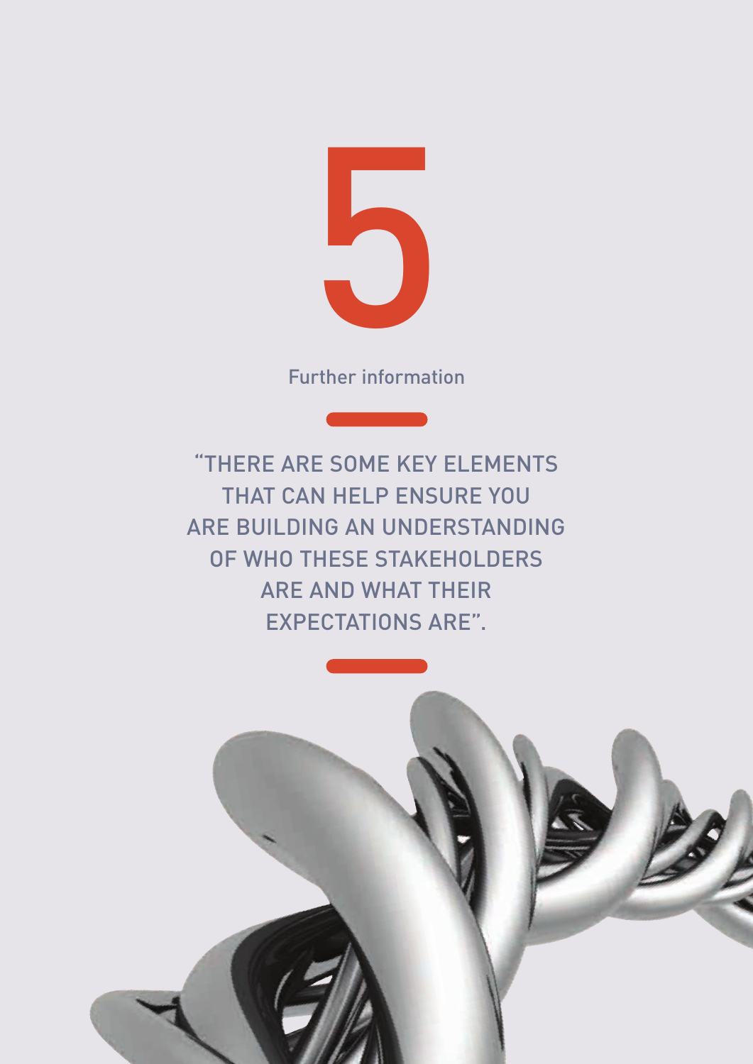# 5

## Further information

"THERE ARE SOME KEY ELEMENTS THAT CAN HELP ENSURE YOU ARE BUILDING AN UNDERSTANDING OF WHO THESE STAKEHOLDERS ARE AND WHAT THEIR EXPECTATIONS ARE".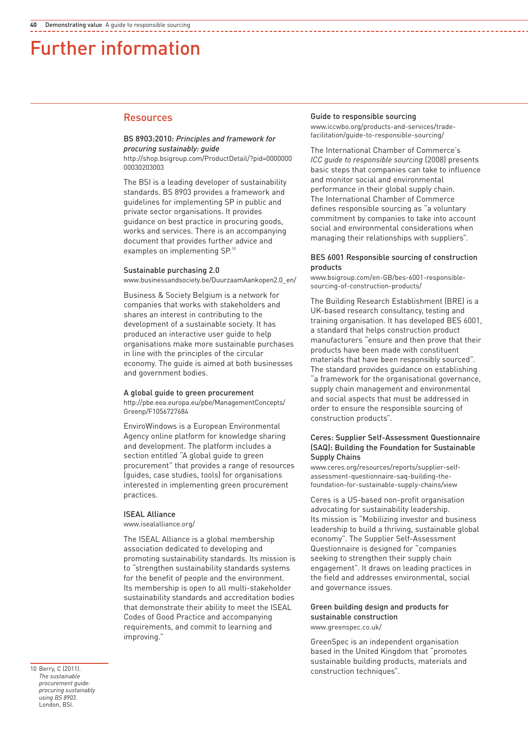# Further information

## Resources

### BS 8903:2010: *Principles and framework for procuring sustainably: guide*

http://shop.bsigroup.com/ProductDetail/?pid=000000000030203003

The BSI is a leading developer of sustainability standards. BS 8903 provides a framework and guidelines for implementing SP in public and private sector organisations. It provides guidance on best practice in procuring goods, works and services. There is an accompanying document that provides further advice and examples on implementing SP.[10]

### Sustainable purchasing 2.0

www.businessandsociety.be/DuurzaamAankopen2.0_en/

Business & Society Belgium is a network for companies that works with stakeholders and shares an interest in contributing to the development of a sustainable society. It has produced an interactive user guide to help organisations make more sustainable purchases in line with the principles of the circular economy. The guide is aimed at both businesses and government bodies.

### A global guide to green procurement

http://pbe.eea.europa.eu/pbe/ManagementConcepts/Greenp/F1056727684

EnviroWindows is a European Environmental Agency online platform for knowledge sharing and development. The platform includes a section entitled "A global guide to green procurement" that provides a range of resources (guides, case studies, tools) for organisations interested in implementing green procurement practices.

### ISEAL Alliance

www.isealalliance.org/

The ISEAL Alliance is a global membership association dedicated to developing and promoting sustainability standards. Its mission is to "strengthen sustainability standards systems for the benefit of people and the environment. Its membership is open to all multi-stakeholder sustainability standards and accreditation bodies that demonstrate their ability to meet the ISEAL Codes of Good Practice and accompanying requirements, and commit to learning and improving."

### Guide to responsible sourcing

www.iccwbo.org/products-and-services/trade-facilitation/guide-to-responsible-sourcing/

The International Chamber of Commerce's *ICC guide to responsible sourcing* (2008) presents basic steps that companies can take to influence and monitor social and environmental performance in their global supply chain. The International Chamber of Commerce defines responsible sourcing as "a voluntary commitment by companies to take into account social and environmental considerations when managing their relationships with suppliers".

### BES 6001 Responsible sourcing of construction products

www.bsigroup.com/en-GB/bes-6001-responsible-sourcing-of-construction-products/

The Building Research Establishment (BRE) is a UK-based research consultancy, testing and training organisation. It has developed BES 6001, a standard that helps construction product manufacturers "ensure and then prove that their products have been made with constituent materials that have been responsibly sourced". The standard provides guidance on establishing "a framework for the organisational governance, supply chain management and environmental and social aspects that must be addressed in order to ensure the responsible sourcing of construction products".

### Ceres: Supplier Self-Assessment Questionnaire (SAQ): Building the Foundation for Sustainable Supply Chains

www.ceres.org/resources/reports/supplier-self-assessment-questionnaire-saq-building-the-foundation-for-sustainable-supply-chains/view

Ceres is a US-based non-profit organisation advocating for sustainability leadership. Its mission is "Mobilizing investor and business leadership to build a thriving, sustainable global economy". The Supplier Self-Assessment Questionnaire is designed for "companies seeking to strengthen their supply chain engagement". It draws on leading practices in the field and addresses environmental, social and governance issues.

### Green building design and products for sustainable construction

www.greenspec.co.uk/

GreenSpec is an independent organisation based in the United Kingdom that "promotes sustainable building products, materials and construction techniques".

---

10 Berry, C (2011). *The sustainable procurement guide: procuring sustainably using BS 8903*. London, BSI.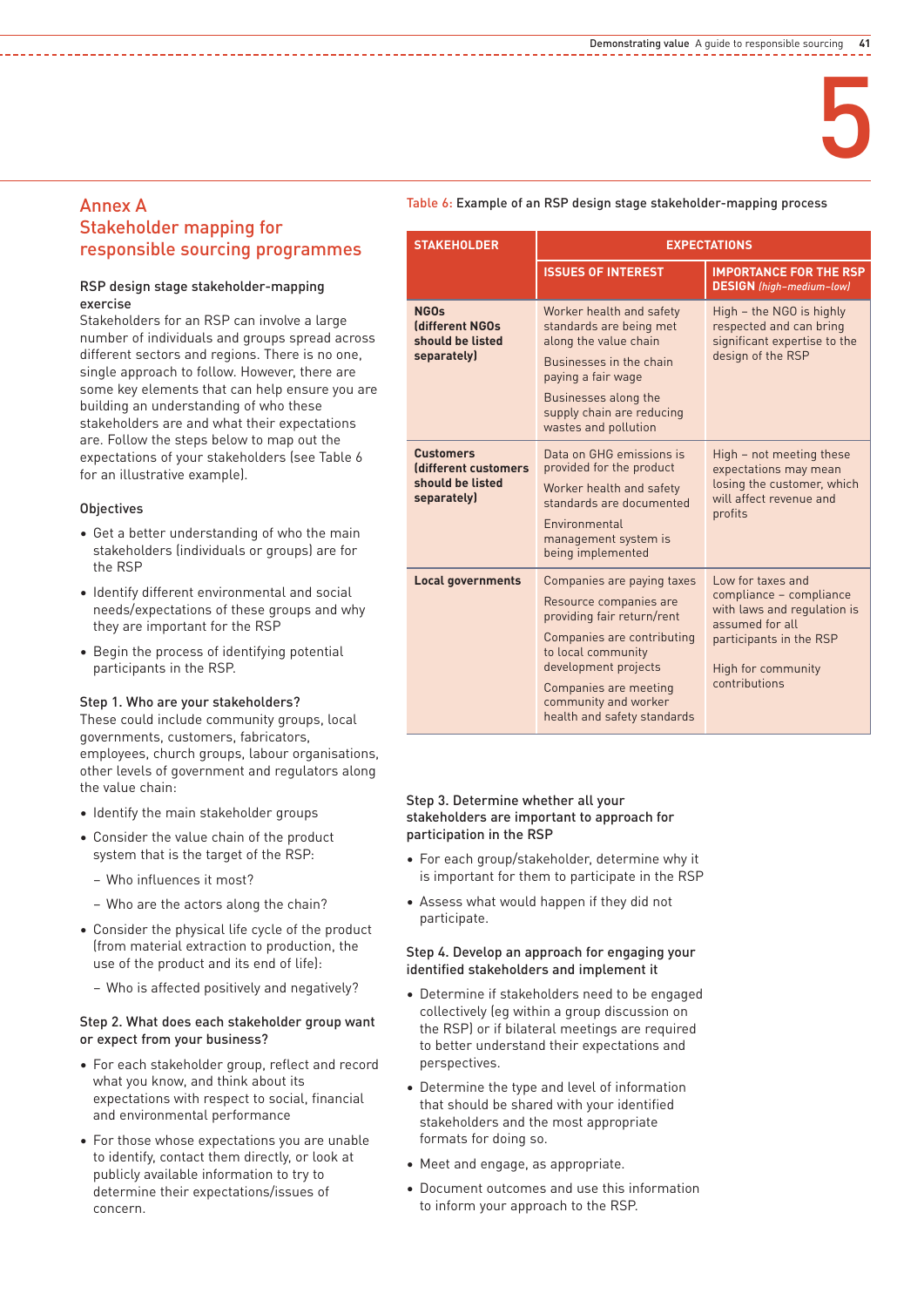# Annex A
## Stakeholder mapping for responsible sourcing programmes

**RSP design stage stakeholder-mapping exercise**

Stakeholders for an RSP can involve a large number of individuals and groups spread across different sectors and regions. There is no one, single approach to follow. However, there are some key elements that can help ensure you are building an understanding of who these stakeholders are and what their expectations are. Follow the steps below to map out the expectations of your stakeholders (see Table 6 for an illustrative example).

**Objectives**

- Get a better understanding of who the main stakeholders (individuals or groups) are for the RSP
- Identify different environmental and social needs/expectations of these groups and why they are important for the RSP
- Begin the process of identifying potential participants in the RSP.

**Step 1. Who are your stakeholders?**

These could include community groups, local governments, customers, fabricators, employees, church groups, labour organisations, other levels of government and regulators along the value chain:

- Identify the main stakeholder groups
- Consider the value chain of the product system that is the target of the RSP:
  - Who influences it most?
  - Who are the actors along the chain?
- Consider the physical life cycle of the product (from material extraction to production, the use of the product and its end of life):
  - Who is affected positively and negatively?

**Step 2. What does each stakeholder group want or expect from your business?**

- For each stakeholder group, reflect and record what you know, and think about its expectations with respect to social, financial and environmental performance
- For those whose expectations you are unable to identify, contact them directly, or look at publicly available information to try to determine their expectations/issues of concern.

Table 6: Example of an RSP design stage stakeholder-mapping process

| STAKEHOLDER | EXPECTATIONS | |
|---|---|---|
| | ISSUES OF INTEREST | IMPORTANCE FOR THE RSP DESIGN *(high–medium–low)* |
| **NGOs (different NGOs should be listed separately)** | Worker health and safety standards are being met along the value chain<br>Businesses in the chain paying a fair wage<br>Businesses along the supply chain are reducing wastes and pollution | High – the NGO is highly respected and can bring significant expertise to the design of the RSP |
| **Customers (different customers should be listed separately)** | Data on GHG emissions is provided for the product<br>Worker health and safety standards are documented<br>Environmental management system is being implemented | High – not meeting these expectations may mean losing the customer, which will affect revenue and profits |
| **Local governments** | Companies are paying taxes<br>Resource companies are providing fair return/rent<br>Companies are contributing to local community development projects<br>Companies are meeting community and worker health and safety standards | Low for taxes and compliance – compliance with laws and regulation is assumed for all participants in the RSP<br>High for community contributions |

**Step 3. Determine whether all your stakeholders are important to approach for participation in the RSP**

- For each group/stakeholder, determine why it is important for them to participate in the RSP
- Assess what would happen if they did not participate.

**Step 4. Develop an approach for engaging your identified stakeholders and implement it**

- Determine if stakeholders need to be engaged collectively (eg within a group discussion on the RSP) or if bilateral meetings are required to better understand their expectations and perspectives.
- Determine the type and level of information that should be shared with your identified stakeholders and the most appropriate formats for doing so.
- Meet and engage, as appropriate.
- Document outcomes and use this information to inform your approach to the RSP.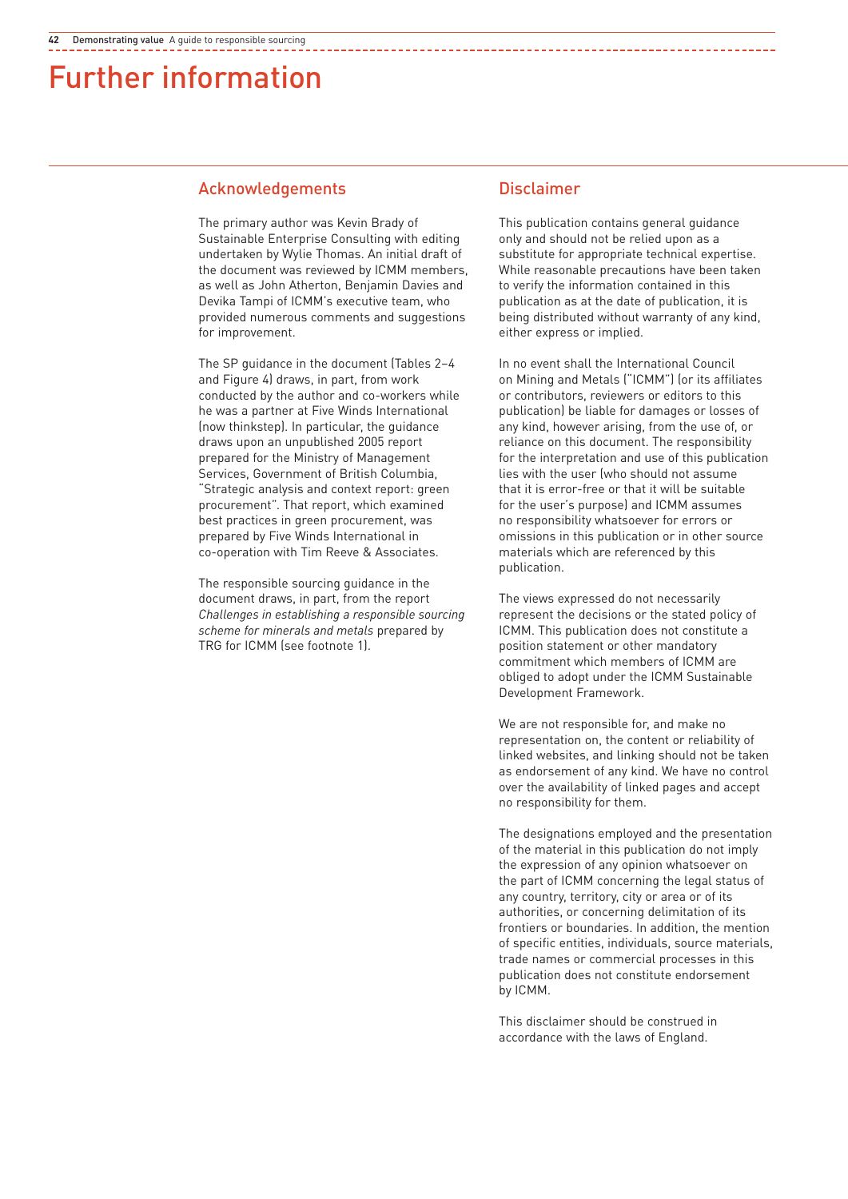# Further information

## Acknowledgements

The primary author was Kevin Brady of Sustainable Enterprise Consulting with editing undertaken by Wylie Thomas. An initial draft of the document was reviewed by ICMM members, as well as John Atherton, Benjamin Davies and Devika Tampi of ICMM's executive team, who provided numerous comments and suggestions for improvement.

The SP guidance in the document (Tables 2–4 and Figure 4) draws, in part, from work conducted by the author and co-workers while he was a partner at Five Winds International (now thinkstep). In particular, the guidance draws upon an unpublished 2005 report prepared for the Ministry of Management Services, Government of British Columbia, "Strategic analysis and context report: green procurement". That report, which examined best practices in green procurement, was prepared by Five Winds International in co-operation with Tim Reeve & Associates.

The responsible sourcing guidance in the document draws, in part, from the report *Challenges in establishing a responsible sourcing scheme for minerals and metals* prepared by TRG for ICMM (see footnote 1).

## Disclaimer

This publication contains general guidance only and should not be relied upon as a substitute for appropriate technical expertise. While reasonable precautions have been taken to verify the information contained in this publication as at the date of publication, it is being distributed without warranty of any kind, either express or implied.

In no event shall the International Council on Mining and Metals ("ICMM") (or its affiliates or contributors, reviewers or editors to this publication) be liable for damages or losses of any kind, however arising, from the use of, or reliance on this document. The responsibility for the interpretation and use of this publication lies with the user (who should not assume that it is error-free or that it will be suitable for the user's purpose) and ICMM assumes no responsibility whatsoever for errors or omissions in this publication or in other source materials which are referenced by this publication.

The views expressed do not necessarily represent the decisions or the stated policy of ICMM. This publication does not constitute a position statement or other mandatory commitment which members of ICMM are obliged to adopt under the ICMM Sustainable Development Framework.

We are not responsible for, and make no representation on, the content or reliability of linked websites, and linking should not be taken as endorsement of any kind. We have no control over the availability of linked pages and accept no responsibility for them.

The designations employed and the presentation of the material in this publication do not imply the expression of any opinion whatsoever on the part of ICMM concerning the legal status of any country, territory, city or area or of its authorities, or concerning delimitation of its frontiers or boundaries. In addition, the mention of specific entities, individuals, source materials, trade names or commercial processes in this publication does not constitute endorsement by ICMM.

This disclaimer should be construed in accordance with the laws of England.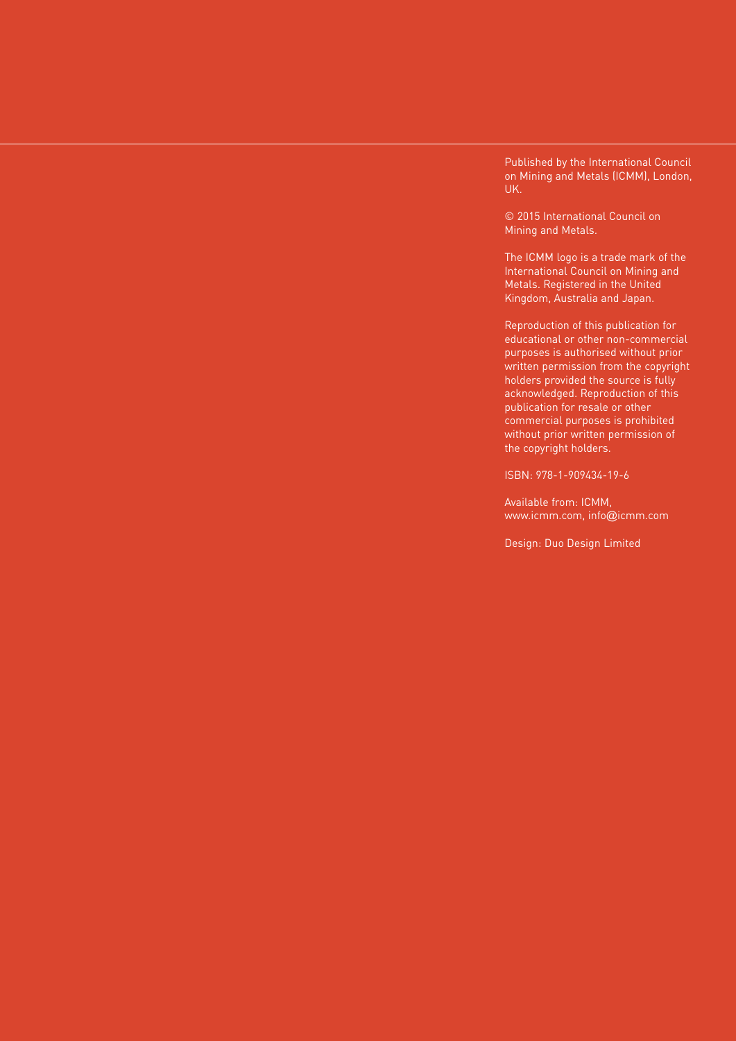Published by the International Council on Mining and Metals (ICMM), London, UK.

© 2015 International Council on Mining and Metals.

The ICMM logo is a trade mark of the International Council on Mining and Metals. Registered in the United Kingdom, Australia and Japan.

Reproduction of this publication for educational or other non-commercial purposes is authorised without prior written permission from the copyright holders provided the source is fully acknowledged. Reproduction of this publication for resale or other commercial purposes is prohibited without prior written permission of the copyright holders.

ISBN: 978-1-909434-19-6

Available from: ICMM, www.icmm.com, info@icmm.com

Design: Duo Design Limited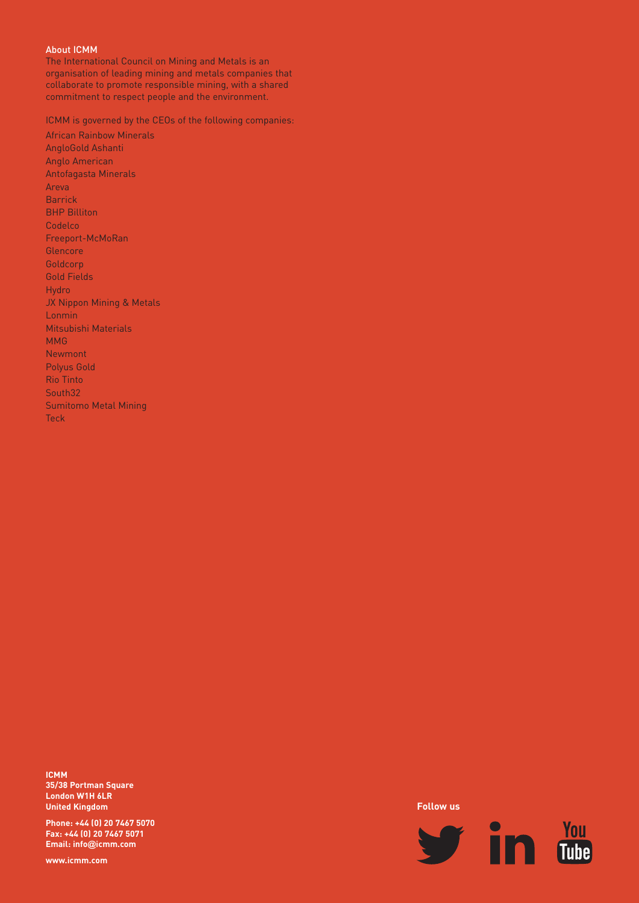## About ICMM

The International Council on Mining and Metals is an organisation of leading mining and metals companies that collaborate to promote responsible mining, with a shared commitment to respect people and the environment.

ICMM is governed by the CEOs of the following companies:

African Rainbow Minerals
AngloGold Ashanti
Anglo American
Antofagasta Minerals
Areva
Barrick
BHP Billiton
Codelco
Freeport-McMoRan
Glencore
Goldcorp
Gold Fields
Hydro
JX Nippon Mining & Metals
Lonmin
Mitsubishi Materials
MMG
Newmont
Polyus Gold
Rio Tinto
South32
Sumitomo Metal Mining
Teck

**ICMM**
**35/38 Portman Square**
**London W1H 6LR**
**United Kingdom**

**Phone: +44 (0) 20 7467 5070**
**Fax: +44 (0) 20 7467 5071**
**Email: info@icmm.com**

**www.icmm.com**

**Follow us**